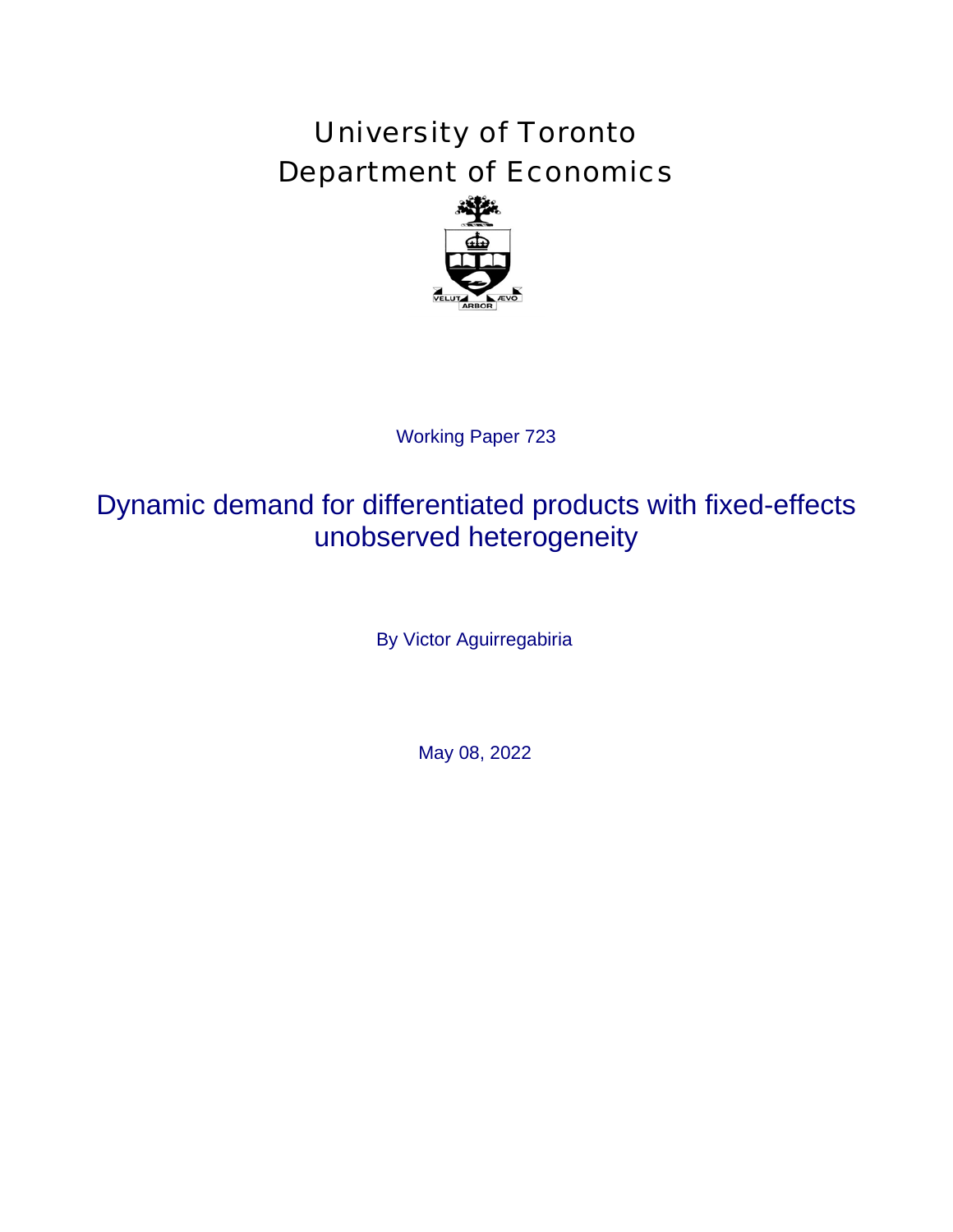# University of Toronto
# Department of Economics

Working Paper 723

## Dynamic demand for differentiated products with fixed-effects unobserved heterogeneity

By Victor Aguirregabiria

May 08, 2022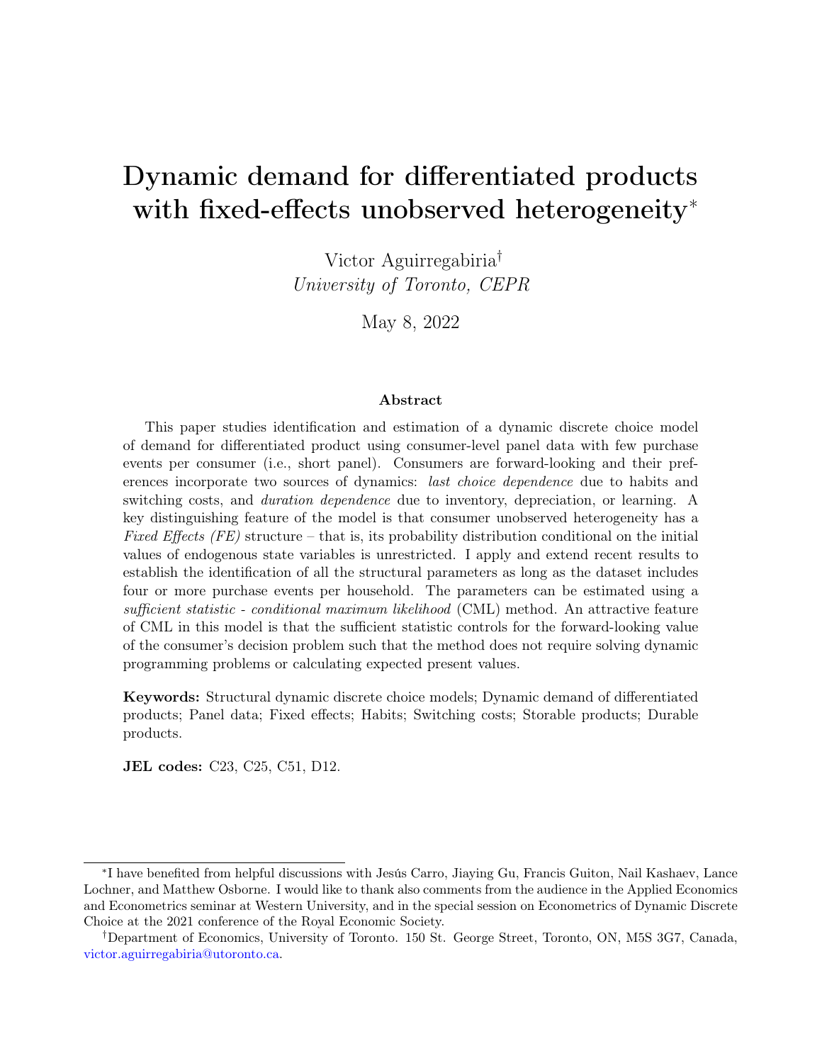# Dynamic demand for differentiated products with fixed-effects unobserved heterogeneity[*]

Victor Aguirregabiria[†]

*University of Toronto, CEPR*

May 8, 2022

### Abstract

This paper studies identification and estimation of a dynamic discrete choice model of demand for differentiated product using consumer-level panel data with few purchase events per consumer (i.e., short panel). Consumers are forward-looking and their preferences incorporate two sources of dynamics: *last choice dependence* due to habits and switching costs, and *duration dependence* due to inventory, depreciation, or learning. A key distinguishing feature of the model is that consumer unobserved heterogeneity has a *Fixed Effects (FE)* structure – that is, its probability distribution conditional on the initial values of endogenous state variables is unrestricted. I apply and extend recent results to establish the identification of all the structural parameters as long as the dataset includes four or more purchase events per household. The parameters can be estimated using a *sufficient statistic - conditional maximum likelihood* (CML) method. An attractive feature of CML in this model is that the sufficient statistic controls for the forward-looking value of the consumer's decision problem such that the method does not require solving dynamic programming problems or calculating expected present values.

**Keywords:** Structural dynamic discrete choice models; Dynamic demand of differentiated products; Panel data; Fixed effects; Habits; Switching costs; Storable products; Durable products.

**JEL codes:** C23, C25, C51, D12.

---

[*] I have benefited from helpful discussions with Jesús Carro, Jiaying Gu, Francis Guiton, Nail Kashaev, Lance Lochner, and Matthew Osborne. I would like to thank also comments from the audience in the Applied Economics and Econometrics seminar at Western University, and in the special session on Econometrics of Dynamic Discrete Choice at the 2021 conference of the Royal Economic Society.

[†] Department of Economics, University of Toronto. 150 St. George Street, Toronto, ON, M5S 3G7, Canada, victor.aguirregabiria@utoronto.ca.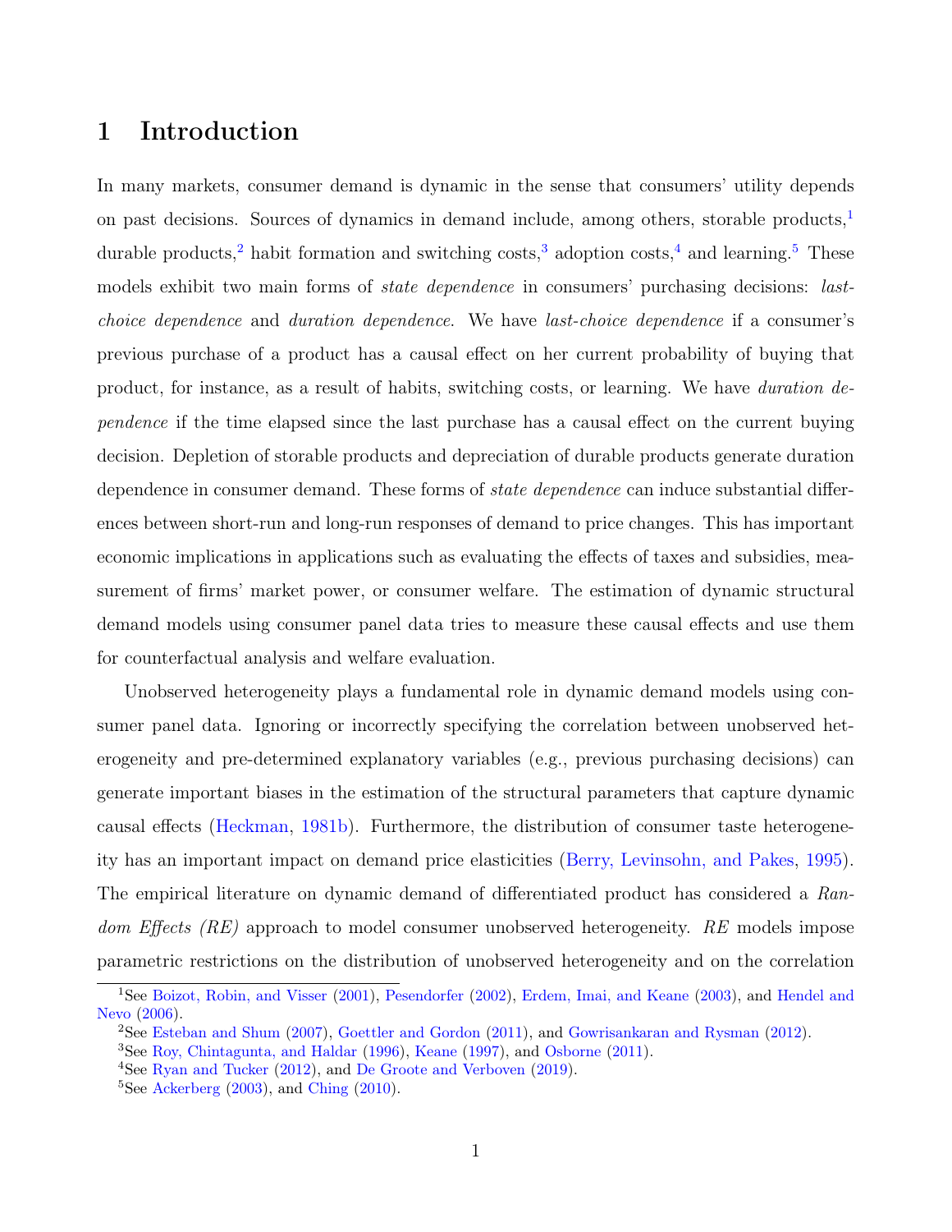# 1 Introduction

In many markets, consumer demand is dynamic in the sense that consumers' utility depends on past decisions. Sources of dynamics in demand include, among others, storable products,[1] durable products,[2] habit formation and switching costs,[3] adoption costs,[4] and learning.[5] These models exhibit two main forms of *state dependence* in consumers' purchasing decisions: *last-choice dependence* and *duration dependence*. We have *last-choice dependence* if a consumer's previous purchase of a product has a causal effect on her current probability of buying that product, for instance, as a result of habits, switching costs, or learning. We have *duration dependence* if the time elapsed since the last purchase has a causal effect on the current buying decision. Depletion of storable products and depreciation of durable products generate duration dependence in consumer demand. These forms of *state dependence* can induce substantial differences between short-run and long-run responses of demand to price changes. This has important economic implications in applications such as evaluating the effects of taxes and subsidies, measurement of firms' market power, or consumer welfare. The estimation of dynamic structural demand models using consumer panel data tries to measure these causal effects and use them for counterfactual analysis and welfare evaluation.

Unobserved heterogeneity plays a fundamental role in dynamic demand models using consumer panel data. Ignoring or incorrectly specifying the correlation between unobserved heterogeneity and pre-determined explanatory variables (e.g., previous purchasing decisions) can generate important biases in the estimation of the structural parameters that capture dynamic causal effects (Heckman, 1981b). Furthermore, the distribution of consumer taste heterogeneity has an important impact on demand price elasticities (Berry, Levinsohn, and Pakes, 1995). The empirical literature on dynamic demand of differentiated product has considered a *Random Effects (RE)* approach to model consumer unobserved heterogeneity. *RE* models impose parametric restrictions on the distribution of unobserved heterogeneity and on the correlation

[1] See Boizot, Robin, and Visser (2001), Pesendorfer (2002), Erdem, Imai, and Keane (2003), and Hendel and Nevo (2006).

[2] See Esteban and Shum (2007), Goettler and Gordon (2011), and Gowrisankaran and Rysman (2012).

[3] See Roy, Chintagunta, and Haldar (1996), Keane (1997), and Osborne (2011).

[4] See Ryan and Tucker (2012), and De Groote and Verboven (2019).

[5] See Ackerberg (2003), and Ching (2010).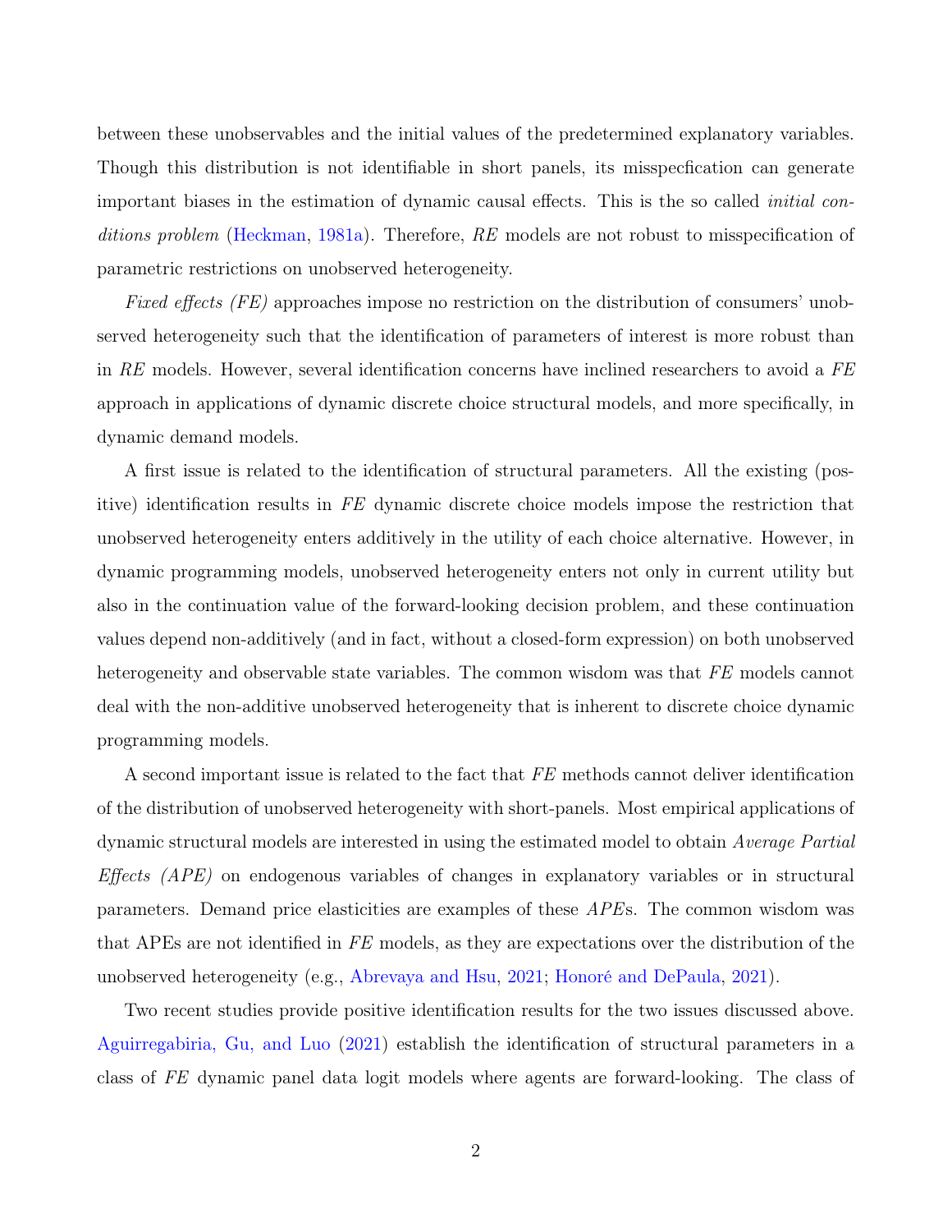between these unobservables and the initial values of the predetermined explanatory variables. Though this distribution is not identifiable in short panels, its misspecfication can generate important biases in the estimation of dynamic causal effects. This is the so called *initial conditions problem* (Heckman, 1981a). Therefore, *RE* models are not robust to misspecification of parametric restrictions on unobserved heterogeneity.

*Fixed effects (FE)* approaches impose no restriction on the distribution of consumers' unobserved heterogeneity such that the identification of parameters of interest is more robust than in *RE* models. However, several identification concerns have inclined researchers to avoid a *FE* approach in applications of dynamic discrete choice structural models, and more specifically, in dynamic demand models.

A first issue is related to the identification of structural parameters. All the existing (positive) identification results in *FE* dynamic discrete choice models impose the restriction that unobserved heterogeneity enters additively in the utility of each choice alternative. However, in dynamic programming models, unobserved heterogeneity enters not only in current utility but also in the continuation value of the forward-looking decision problem, and these continuation values depend non-additively (and in fact, without a closed-form expression) on both unobserved heterogeneity and observable state variables. The common wisdom was that *FE* models cannot deal with the non-additive unobserved heterogeneity that is inherent to discrete choice dynamic programming models.

A second important issue is related to the fact that *FE* methods cannot deliver identification of the distribution of unobserved heterogeneity with short-panels. Most empirical applications of dynamic structural models are interested in using the estimated model to obtain *Average Partial Effects (APE)* on endogenous variables of changes in explanatory variables or in structural parameters. Demand price elasticities are examples of these *APE*s. The common wisdom was that APEs are not identified in *FE* models, as they are expectations over the distribution of the unobserved heterogeneity (e.g., Abrevaya and Hsu, 2021; Honoré and DePaula, 2021).

Two recent studies provide positive identification results for the two issues discussed above. Aguirregabiria, Gu, and Luo (2021) establish the identification of structural parameters in a class of *FE* dynamic panel data logit models where agents are forward-looking. The class of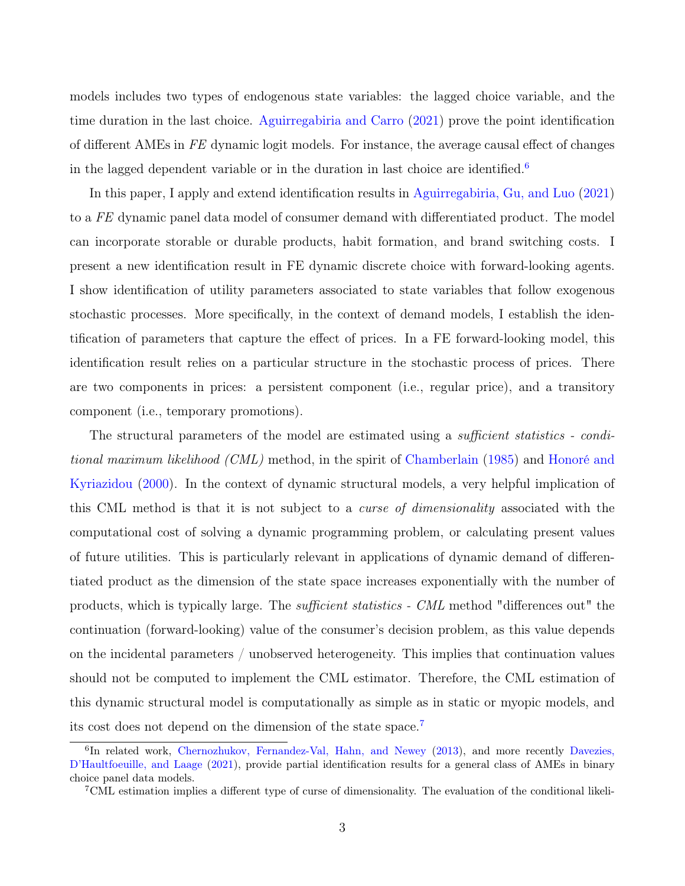models includes two types of endogenous state variables: the lagged choice variable, and the time duration in the last choice. Aguirregabiria and Carro (2021) prove the point identification of different AMEs in *FE* dynamic logit models. For instance, the average causal effect of changes in the lagged dependent variable or in the duration in last choice are identified.[6]

In this paper, I apply and extend identification results in Aguirregabiria, Gu, and Luo (2021) to a *FE* dynamic panel data model of consumer demand with differentiated product. The model can incorporate storable or durable products, habit formation, and brand switching costs. I present a new identification result in FE dynamic discrete choice with forward-looking agents. I show identification of utility parameters associated to state variables that follow exogenous stochastic processes. More specifically, in the context of demand models, I establish the identification of parameters that capture the effect of prices. In a FE forward-looking model, this identification result relies on a particular structure in the stochastic process of prices. There are two components in prices: a persistent component (i.e., regular price), and a transitory component (i.e., temporary promotions).

The structural parameters of the model are estimated using a *sufficient statistics - conditional maximum likelihood (CML)* method, in the spirit of Chamberlain (1985) and Honoré and Kyriazidou (2000). In the context of dynamic structural models, a very helpful implication of this CML method is that it is not subject to a *curse of dimensionality* associated with the computational cost of solving a dynamic programming problem, or calculating present values of future utilities. This is particularly relevant in applications of dynamic demand of differentiated product as the dimension of the state space increases exponentially with the number of products, which is typically large. The *sufficient statistics - CML* method "differences out" the continuation (forward-looking) value of the consumer's decision problem, as this value depends on the incidental parameters / unobserved heterogeneity. This implies that continuation values should not be computed to implement the CML estimator. Therefore, the CML estimation of this dynamic structural model is computationally as simple as in static or myopic models, and its cost does not depend on the dimension of the state space.[7]

[6] In related work, Chernozhukov, Fernandez-Val, Hahn, and Newey (2013), and more recently Davezies, D'Haultfoeuille, and Laage (2021), provide partial identification results for a general class of AMEs in binary choice panel data models.

[7] CML estimation implies a different type of curse of dimensionality. The evaluation of the conditional likeli-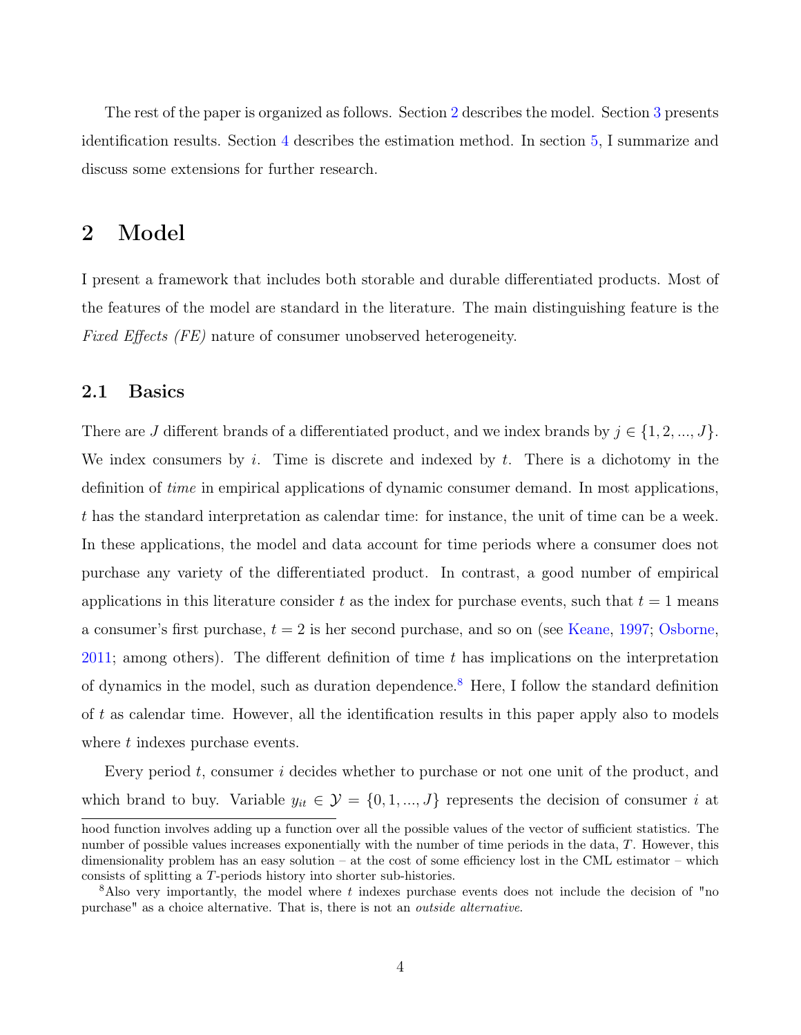The rest of the paper is organized as follows. Section 2 describes the model. Section 3 presents identification results. Section 4 describes the estimation method. In section 5, I summarize and discuss some extensions for further research.

# 2 Model

I present a framework that includes both storable and durable differentiated products. Most of the features of the model are standard in the literature. The main distinguishing feature is the *Fixed Effects (FE)* nature of consumer unobserved heterogeneity.

## 2.1 Basics

There are $J$ different brands of a differentiated product, and we index brands by $j \in \{1, 2, ..., J\}$. We index consumers by $i$. Time is discrete and indexed by $t$. There is a dichotomy in the definition of *time* in empirical applications of dynamic consumer demand. In most applications, $t$ has the standard interpretation as calendar time: for instance, the unit of time can be a week. In these applications, the model and data account for time periods where a consumer does not purchase any variety of the differentiated product. In contrast, a good number of empirical applications in this literature consider $t$ as the index for purchase events, such that $t = 1$ means a consumer's first purchase, $t = 2$ is her second purchase, and so on (see Keane, 1997; Osborne, 2011; among others). The different definition of time $t$ has implications on the interpretation of dynamics in the model, such as duration dependence.[8] Here, I follow the standard definition of $t$ as calendar time. However, all the identification results in this paper apply also to models where $t$ indexes purchase events.

Every period $t$, consumer $i$ decides whether to purchase or not one unit of the product, and which brand to buy. Variable $y_{it} \in \mathcal{Y} = \{0, 1, ..., J\}$ represents the decision of consumer $i$ at

hood function involves adding up a function over all the possible values of the vector of sufficient statistics. The number of possible values increases exponentially with the number of time periods in the data, $T$. However, this dimensionality problem has an easy solution – at the cost of some efficiency lost in the CML estimator – which consists of splitting a $T$-periods history into shorter sub-histories.

[8] Also very importantly, the model where $t$ indexes purchase events does not include the decision of "no purchase" as a choice alternative. That is, there is not an *outside alternative*.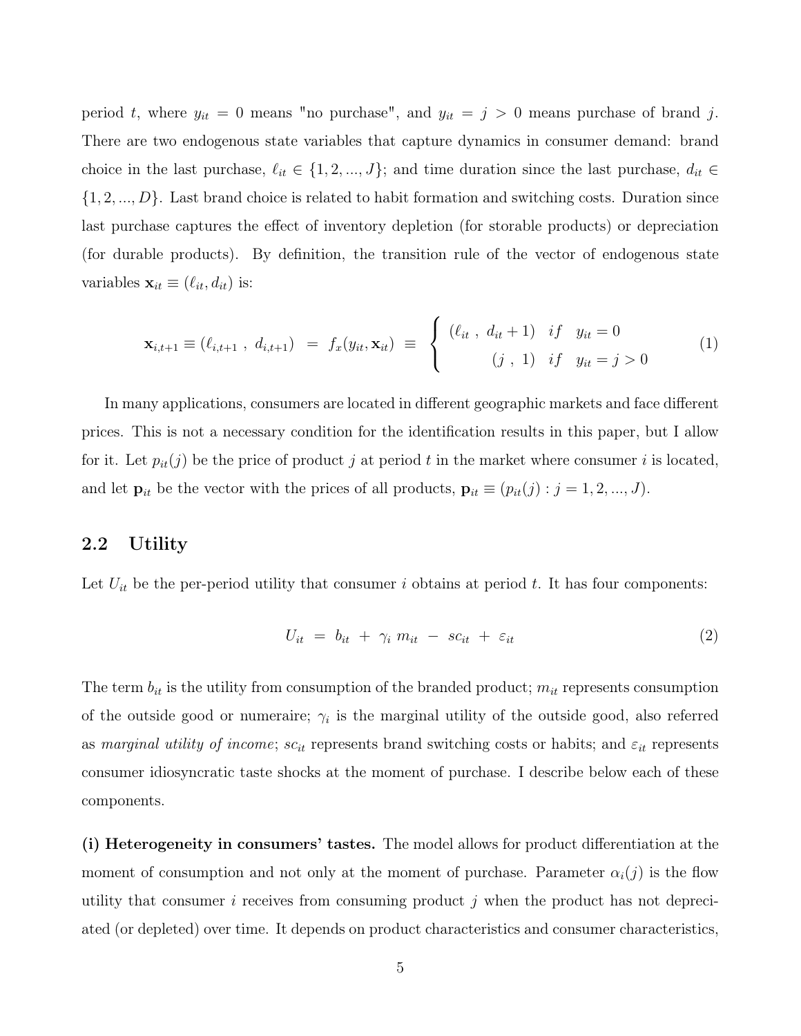period $t$, where $y_{it} = 0$ means "no purchase", and $y_{it} = j > 0$ means purchase of brand $j$. There are two endogenous state variables that capture dynamics in consumer demand: brand choice in the last purchase, $\ell_{it} \in \{1, 2, ..., J\}$; and time duration since the last purchase, $d_{it} \in \{1, 2, ..., D\}$. Last brand choice is related to habit formation and switching costs. Duration since last purchase captures the effect of inventory depletion (for storable products) or depreciation (for durable products). By definition, the transition rule of the vector of endogenous state variables $\mathbf{x}_{it} \equiv (\ell_{it}, d_{it})$ is:

$$\mathbf{x}_{i,t+1} \equiv (\ell_{i,t+1} \ , \ d_{i,t+1}) \ = \ f_x(y_{it}, \mathbf{x}_{it}) \ \equiv \ \begin{cases} (\ell_{it} \ , \ d_{it} + 1) & if \quad y_{it} = 0 \\ (j \ , \ 1) & if \quad y_{it} = j > 0 \end{cases} \tag{1}$$

In many applications, consumers are located in different geographic markets and face different prices. This is not a necessary condition for the identification results in this paper, but I allow for it. Let $p_{it}(j)$ be the price of product $j$ at period $t$ in the market where consumer $i$ is located, and let $\mathbf{p}_{it}$ be the vector with the prices of all products, $\mathbf{p}_{it} \equiv (p_{it}(j) : j = 1, 2, ..., J)$.

## 2.2 Utility

Let $U_{it}$ be the per-period utility that consumer $i$ obtains at period $t$. It has four components:

$$U_{it} \ = \ b_{it} \ + \ \gamma_i \ m_{it} \ - \ sc_{it} \ + \ \varepsilon_{it} \tag{2}$$

The term $b_{it}$ is the utility from consumption of the branded product; $m_{it}$ represents consumption of the outside good or numeraire; $\gamma_i$ is the marginal utility of the outside good, also referred as *marginal utility of income*; $sc_{it}$ represents brand switching costs or habits; and $\varepsilon_{it}$ represents consumer idiosyncratic taste shocks at the moment of purchase. I describe below each of these components.

**(i) Heterogeneity in consumers' tastes.** The model allows for product differentiation at the moment of consumption and not only at the moment of purchase. Parameter $\alpha_i(j)$ is the flow utility that consumer $i$ receives from consuming product $j$ when the product has not depreciated (or depleted) over time. It depends on product characteristics and consumer characteristics,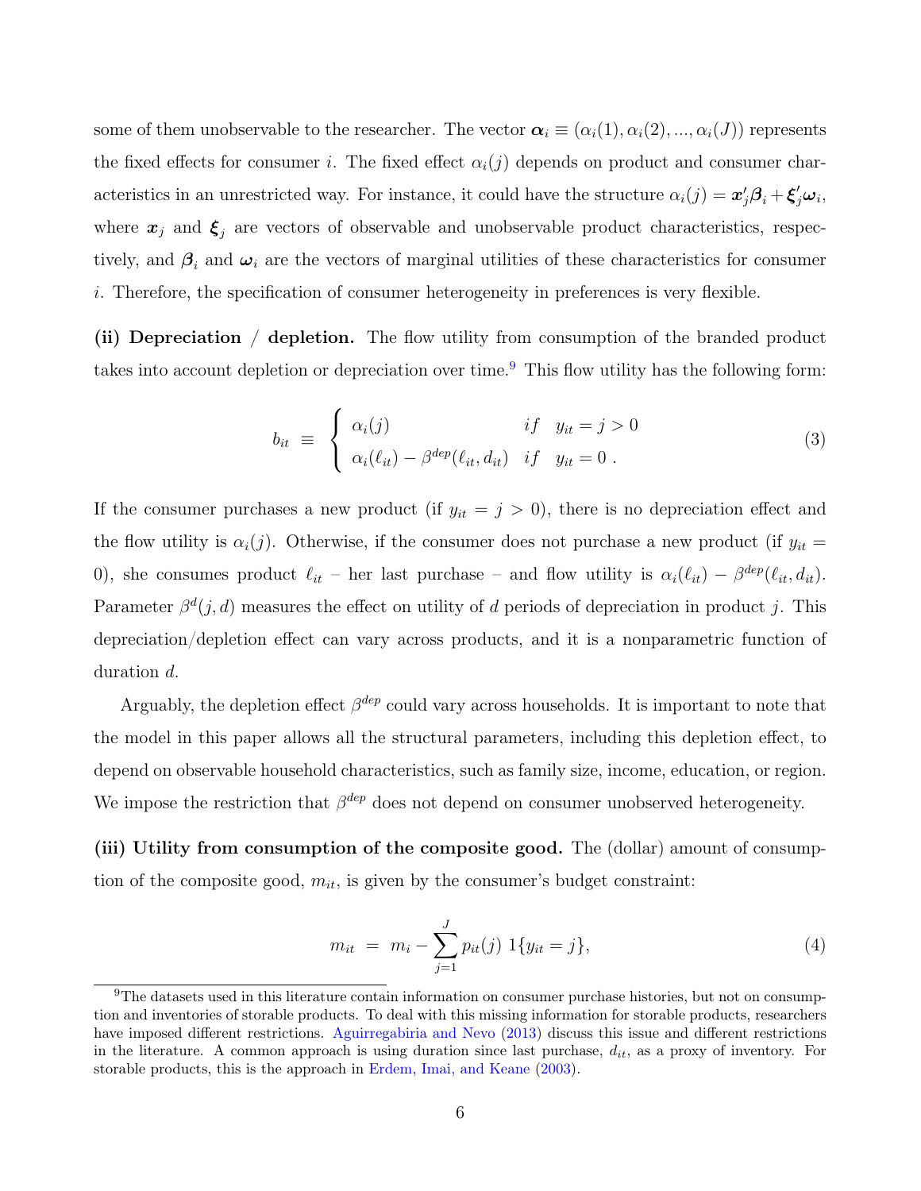some of them unobservable to the researcher. The vector $\boldsymbol{\alpha}_i \equiv (\alpha_i(1), \alpha_i(2), ..., \alpha_i(J))$ represents the fixed effects for consumer $i$. The fixed effect $\alpha_i(j)$ depends on product and consumer characteristics in an unrestricted way. For instance, it could have the structure $\alpha_i(j) = \boldsymbol{x}_j'\boldsymbol{\beta}_i + \boldsymbol{\xi}_j'\boldsymbol{\omega}_i$, where $\boldsymbol{x}_j$ and $\boldsymbol{\xi}_j$ are vectors of observable and unobservable product characteristics, respectively, and $\boldsymbol{\beta}_i$ and $\boldsymbol{\omega}_i$ are the vectors of marginal utilities of these characteristics for consumer $i$. Therefore, the specification of consumer heterogeneity in preferences is very flexible.

**(ii) Depreciation / depletion.** The flow utility from consumption of the branded product takes into account depletion or depreciation over time.[9] This flow utility has the following form:

$$b_{it} \equiv \begin{cases} \alpha_i(j) & if \quad y_{it} = j > 0 \\ \alpha_i(\ell_{it}) - \beta^{dep}(\ell_{it}, d_{it}) & if \quad y_{it} = 0 \ . \end{cases} \tag{3}$$

If the consumer purchases a new product (if $y_{it} = j > 0$), there is no depreciation effect and the flow utility is $\alpha_i(j)$. Otherwise, if the consumer does not purchase a new product (if $y_{it} = 0$), she consumes product $\ell_{it}$ – her last purchase – and flow utility is $\alpha_i(\ell_{it}) - \beta^{dep}(\ell_{it}, d_{it})$. Parameter $\beta^d(j, d)$ measures the effect on utility of $d$ periods of depreciation in product $j$. This depreciation/depletion effect can vary across products, and it is a nonparametric function of duration $d$.

Arguably, the depletion effect $\beta^{dep}$ could vary across households. It is important to note that the model in this paper allows all the structural parameters, including this depletion effect, to depend on observable household characteristics, such as family size, income, education, or region. We impose the restriction that $\beta^{dep}$ does not depend on consumer unobserved heterogeneity.

**(iii) Utility from consumption of the composite good.** The (dollar) amount of consumption of the composite good, $m_{it}$, is given by the consumer's budget constraint:

$$m_{it} = m_i - \sum_{j=1}^{J} p_{it}(j) \ 1\{y_{it} = j\}, \tag{4}$$

[9] The datasets used in this literature contain information on consumer purchase histories, but not on consumption and inventories of storable products. To deal with this missing information for storable products, researchers have imposed different restrictions. Aguirregabiria and Nevo (2013) discuss this issue and different restrictions in the literature. A common approach is using duration since last purchase, $d_{it}$, as a proxy of inventory. For storable products, this is the approach in Erdem, Imai, and Keane (2003).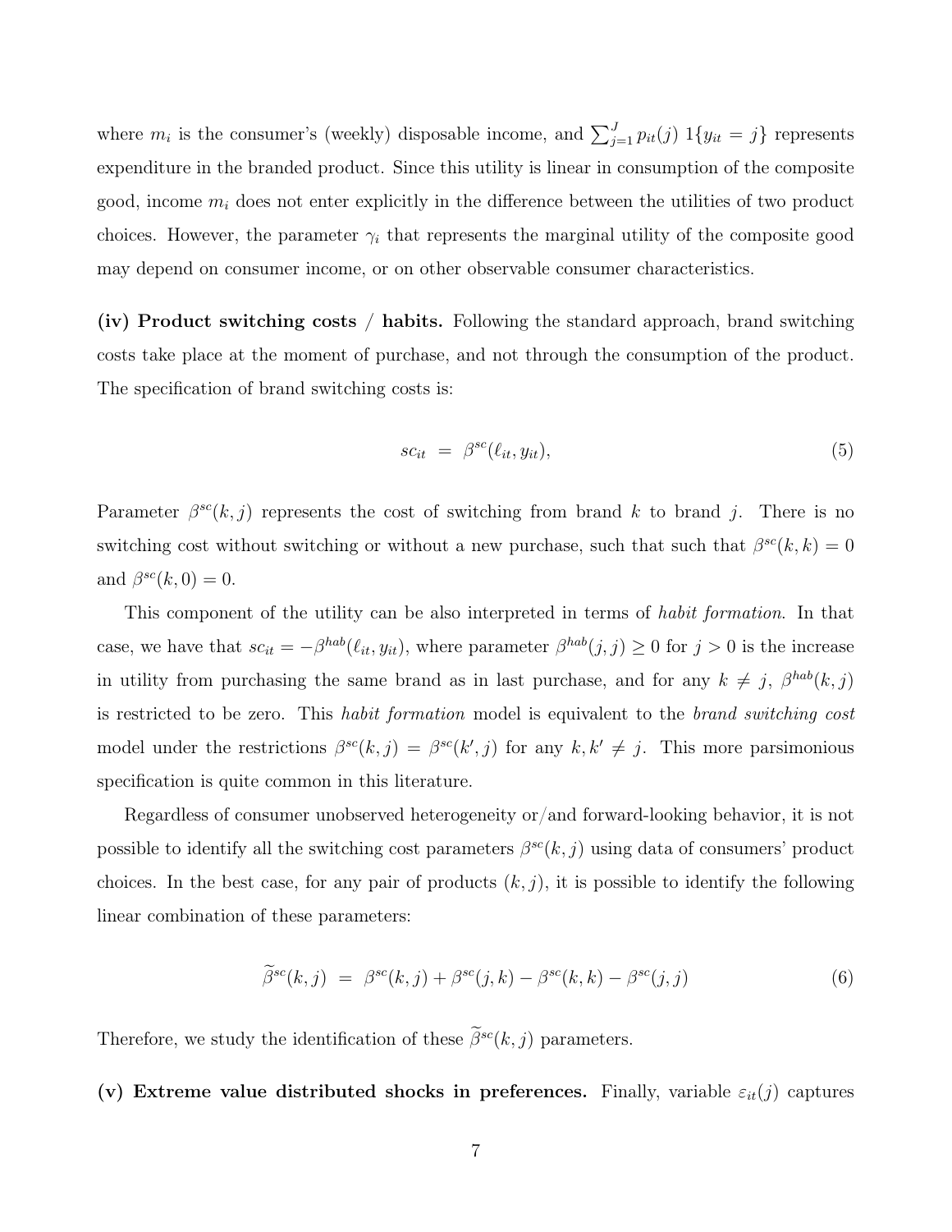where $m_i$ is the consumer's (weekly) disposable income, and $\sum_{j=1}^{J} p_{it}(j)\ 1\{y_{it} = j\}$ represents expenditure in the branded product. Since this utility is linear in consumption of the composite good, income $m_i$ does not enter explicitly in the difference between the utilities of two product choices. However, the parameter $\gamma_i$ that represents the marginal utility of the composite good may depend on consumer income, or on other observable consumer characteristics.

**(iv) Product switching costs / habits.** Following the standard approach, brand switching costs take place at the moment of purchase, and not through the consumption of the product. The specification of brand switching costs is:

$$sc_{it} \ = \ \beta^{sc}(\ell_{it}, y_{it}), \tag{5}$$

Parameter $\beta^{sc}(k, j)$ represents the cost of switching from brand $k$ to brand $j$. There is no switching cost without switching or without a new purchase, such that such that $\beta^{sc}(k, k) = 0$ and $\beta^{sc}(k, 0) = 0$.

This component of the utility can be also interpreted in terms of *habit formation*. In that case, we have that $sc_{it} = -\beta^{hab}(\ell_{it}, y_{it})$, where parameter $\beta^{hab}(j, j) \geq 0$ for $j > 0$ is the increase in utility from purchasing the same brand as in last purchase, and for any $k \neq j$, $\beta^{hab}(k, j)$ is restricted to be zero. This *habit formation* model is equivalent to the *brand switching cost* model under the restrictions $\beta^{sc}(k, j) = \beta^{sc}(k', j)$ for any $k, k' \neq j$. This more parsimonious specification is quite common in this literature.

Regardless of consumer unobserved heterogeneity or/and forward-looking behavior, it is not possible to identify all the switching cost parameters $\beta^{sc}(k, j)$ using data of consumers' product choices. In the best case, for any pair of products $(k, j)$, it is possible to identify the following linear combination of these parameters:

$$\widetilde{\beta}^{sc}(k, j) \ = \ \beta^{sc}(k, j) + \beta^{sc}(j, k) - \beta^{sc}(k, k) - \beta^{sc}(j, j) \tag{6}$$

Therefore, we study the identification of these $\widetilde{\beta}^{sc}(k, j)$ parameters.

**(v) Extreme value distributed shocks in preferences.** Finally, variable $\varepsilon_{it}(j)$ captures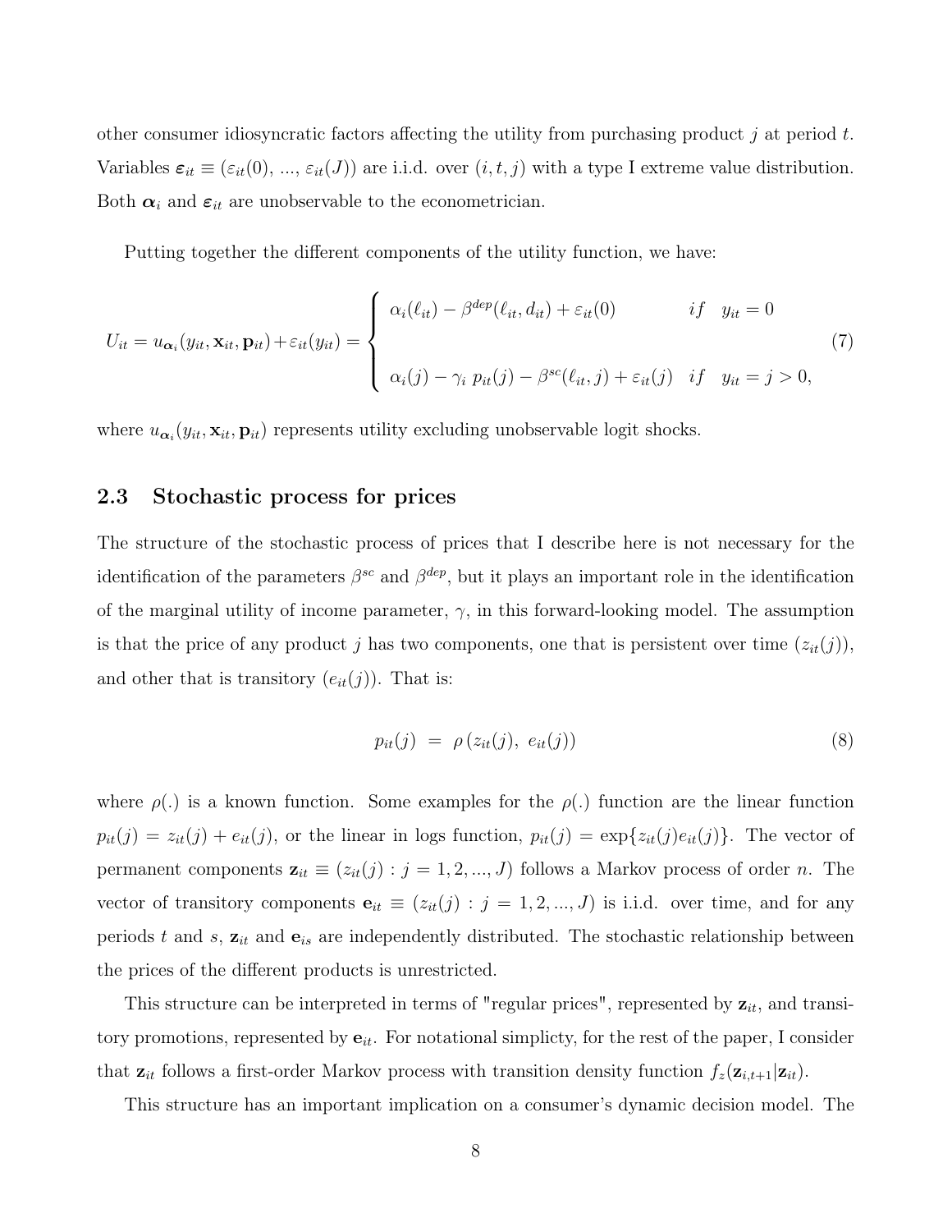other consumer idiosyncratic factors affecting the utility from purchasing product $j$ at period $t$. Variables $\boldsymbol{\varepsilon}_{it} \equiv (\varepsilon_{it}(0), ..., \varepsilon_{it}(J))$ are i.i.d. over $(i, t, j)$ with a type I extreme value distribution. Both $\boldsymbol{\alpha}_i$ and $\boldsymbol{\varepsilon}_{it}$ are unobservable to the econometrician.

Putting together the different components of the utility function, we have:

$$
U_{it} = u_{\boldsymbol{\alpha}_i}(y_{it}, \mathbf{x}_{it}, \mathbf{p}_{it}) + \varepsilon_{it}(y_{it}) = \begin{cases} \alpha_i(\ell_{it}) - \beta^{dep}(\ell_{it}, d_{it}) + \varepsilon_{it}(0) & if \quad y_{it} = 0 \\ \\ \alpha_i(j) - \gamma_i \; p_{it}(j) - \beta^{sc}(\ell_{it}, j) + \varepsilon_{it}(j) & if \quad y_{it} = j > 0, \end{cases} \tag{7}
$$

where $u_{\boldsymbol{\alpha}_i}(y_{it}, \mathbf{x}_{it}, \mathbf{p}_{it})$ represents utility excluding unobservable logit shocks.

## 2.3 Stochastic process for prices

The structure of the stochastic process of prices that I describe here is not necessary for the identification of the parameters $\beta^{sc}$ and $\beta^{dep}$, but it plays an important role in the identification of the marginal utility of income parameter, $\gamma$, in this forward-looking model. The assumption is that the price of any product $j$ has two components, one that is persistent over time $(z_{it}(j))$, and other that is transitory $(e_{it}(j))$. That is:

$$
p_{it}(j) \;=\; \rho\left(z_{it}(j), \; e_{it}(j)\right) \tag{8}
$$

where $\rho(.)$ is a known function. Some examples for the $\rho(.)$ function are the linear function $p_{it}(j) = z_{it}(j) + e_{it}(j)$, or the linear in logs function, $p_{it}(j) = \exp\{z_{it}(j) e_{it}(j)\}$. The vector of permanent components $\mathbf{z}_{it} \equiv (z_{it}(j) : j = 1, 2, ..., J)$ follows a Markov process of order $n$. The vector of transitory components $\mathbf{e}_{it} \equiv (z_{it}(j) : j = 1, 2, ..., J)$ is i.i.d. over time, and for any periods $t$ and $s$, $\mathbf{z}_{it}$ and $\mathbf{e}_{is}$ are independently distributed. The stochastic relationship between the prices of the different products is unrestricted.

This structure can be interpreted in terms of "regular prices", represented by $\mathbf{z}_{it}$, and transitory promotions, represented by $\mathbf{e}_{it}$. For notational simplicty, for the rest of the paper, I consider that $\mathbf{z}_{it}$ follows a first-order Markov process with transition density function $f_z(\mathbf{z}_{i,t+1}|\mathbf{z}_{it})$.

This structure has an important implication on a consumer's dynamic decision model. The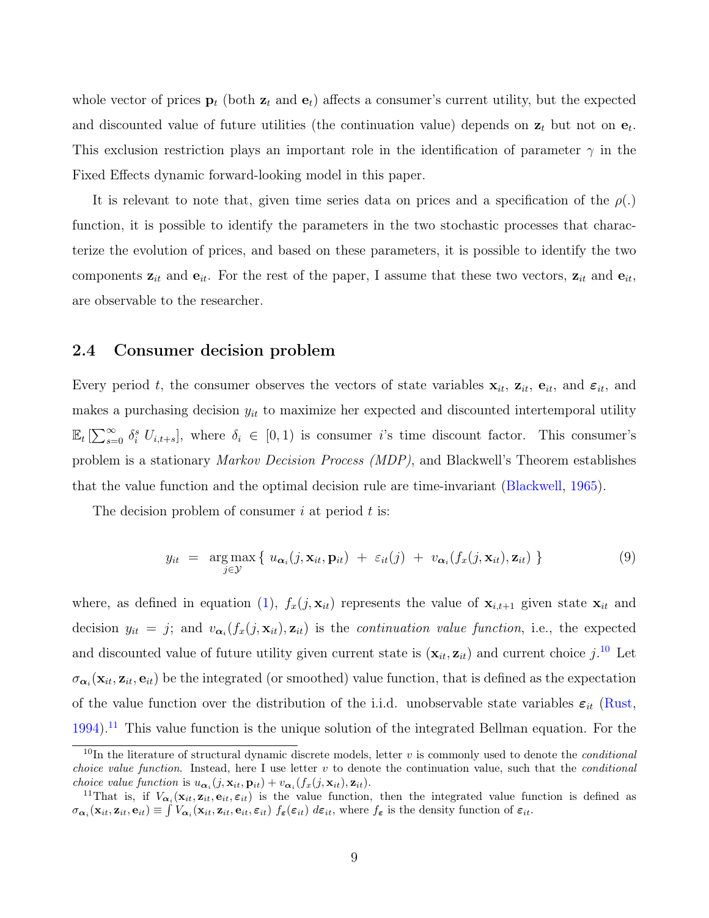whole vector of prices $\mathbf{p}_t$ (both $\mathbf{z}_t$ and $\mathbf{e}_t$) affects a consumer's current utility, but the expected and discounted value of future utilities (the continuation value) depends on $\mathbf{z}_t$ but not on $\mathbf{e}_t$. This exclusion restriction plays an important role in the identification of parameter $\gamma$ in the Fixed Effects dynamic forward-looking model in this paper.

It is relevant to note that, given time series data on prices and a specification of the $\rho(.)$ function, it is possible to identify the parameters in the two stochastic processes that characterize the evolution of prices, and based on these parameters, it is possible to identify the two components $\mathbf{z}_{it}$ and $\mathbf{e}_{it}$. For the rest of the paper, I assume that these two vectors, $\mathbf{z}_{it}$ and $\mathbf{e}_{it}$, are observable to the researcher.

## 2.4 Consumer decision problem

Every period $t$, the consumer observes the vectors of state variables $\mathbf{x}_{it}$, $\mathbf{z}_{it}$, $\mathbf{e}_{it}$, and $\boldsymbol{\varepsilon}_{it}$, and makes a purchasing decision $y_{it}$ to maximize her expected and discounted intertemporal utility $\mathbb{E}_t \left[\sum_{s=0}^{\infty} \delta_i^s \; U_{i,t+s}\right]$, where $\delta_i \in [0,1)$ is consumer $i$'s time discount factor. This consumer's problem is a stationary *Markov Decision Process (MDP)*, and Blackwell's Theorem establishes that the value function and the optimal decision rule are time-invariant (Blackwell, 1965).

The decision problem of consumer $i$ at period $t$ is:

$$y_{it} \;=\; \underset{j \in \mathcal{Y}}{\arg\max} \left\{ \; u_{\boldsymbol{\alpha}_i}(j, \mathbf{x}_{it}, \mathbf{p}_{it}) \;+\; \varepsilon_{it}(j) \;+\; v_{\boldsymbol{\alpha}_i}(f_x(j, \mathbf{x}_{it}), \mathbf{z}_{it}) \; \right\} \tag{9}$$

where, as defined in equation (1), $f_x(j, \mathbf{x}_{it})$ represents the value of $\mathbf{x}_{i,t+1}$ given state $\mathbf{x}_{it}$ and decision $y_{it} = j$; and $v_{\boldsymbol{\alpha}_i}(f_x(j, \mathbf{x}_{it}), \mathbf{z}_{it})$ is the *continuation value function*, i.e., the expected and discounted value of future utility given current state is $(\mathbf{x}_{it}, \mathbf{z}_{it})$ and current choice $j$.[10] Let $\sigma_{\boldsymbol{\alpha}_i}(\mathbf{x}_{it}, \mathbf{z}_{it}, \mathbf{e}_{it})$ be the integrated (or smoothed) value function, that is defined as the expectation of the value function over the distribution of the i.i.d. unobservable state variables $\boldsymbol{\varepsilon}_{it}$ (Rust, 1994).[11] This value function is the unique solution of the integrated Bellman equation. For the

[10] In the literature of structural dynamic discrete models, letter $v$ is commonly used to denote the *conditional choice value function*. Instead, here I use letter $v$ to denote the continuation value, such that the *conditional choice value function* is $u_{\boldsymbol{\alpha}_i}(j, \mathbf{x}_{it}, \mathbf{p}_{it}) + v_{\boldsymbol{\alpha}_i}(f_x(j, \mathbf{x}_{it}), \mathbf{z}_{it})$.

[11] That is, if $V_{\boldsymbol{\alpha}_i}(\mathbf{x}_{it}, \mathbf{z}_{it}, \mathbf{e}_{it}, \boldsymbol{\varepsilon}_{it})$ is the value function, then the integrated value function is defined as $\sigma_{\boldsymbol{\alpha}_i}(\mathbf{x}_{it}, \mathbf{z}_{it}, \mathbf{e}_{it}) \equiv \int V_{\boldsymbol{\alpha}_i}(\mathbf{x}_{it}, \mathbf{z}_{it}, \mathbf{e}_{it}, \boldsymbol{\varepsilon}_{it}) \; f_{\boldsymbol{\varepsilon}}(\boldsymbol{\varepsilon}_{it}) \; d\boldsymbol{\varepsilon}_{it}$, where $f_{\boldsymbol{\varepsilon}}$ is the density function of $\boldsymbol{\varepsilon}_{it}$.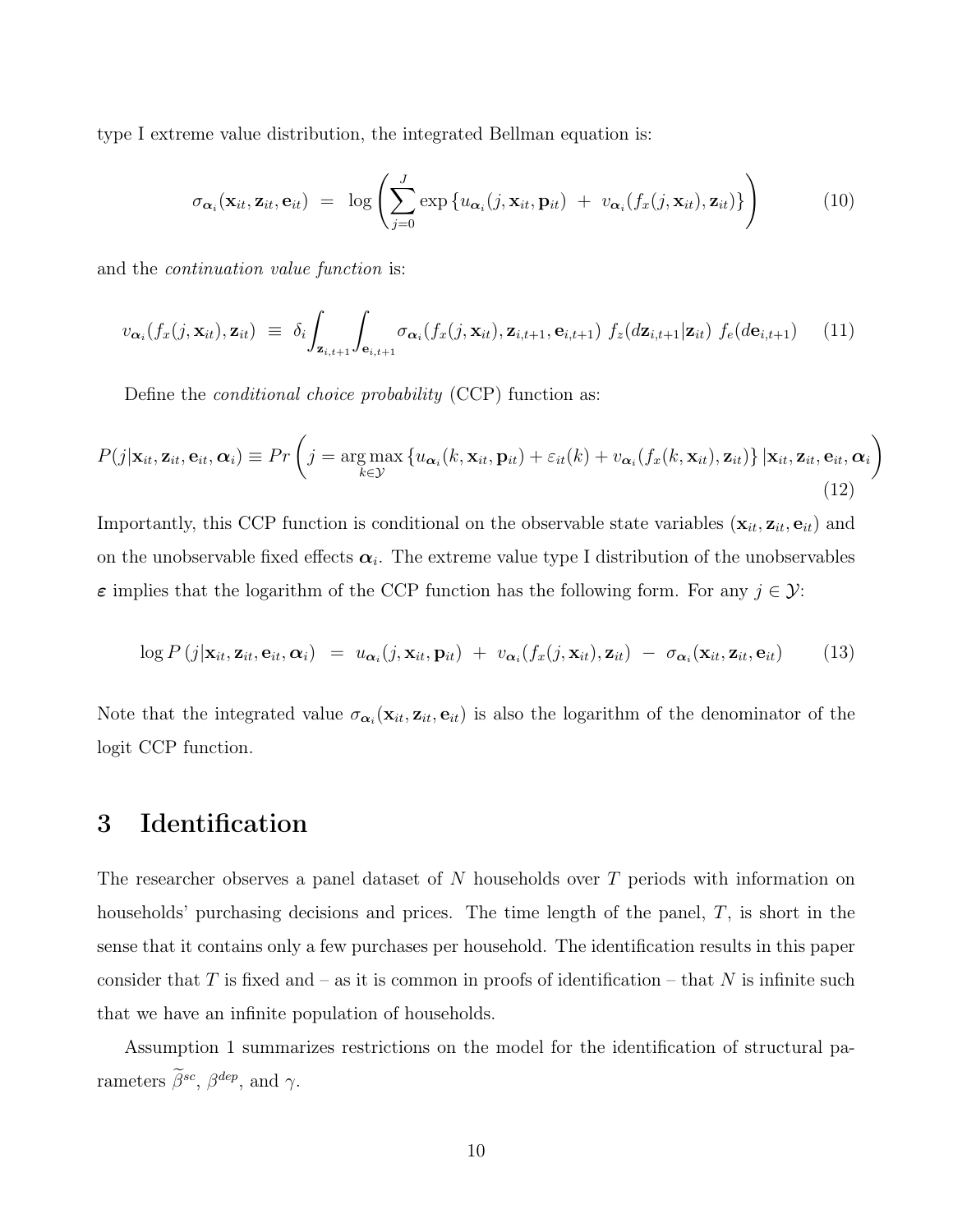type I extreme value distribution, the integrated Bellman equation is:

$$\sigma_{\boldsymbol{\alpha}_i}(\mathbf{x}_{it}, \mathbf{z}_{it}, \mathbf{e}_{it}) \;=\; \log\left(\sum_{j=0}^{J} \exp\left\{u_{\boldsymbol{\alpha}_i}(j, \mathbf{x}_{it}, \mathbf{p}_{it}) \;+\; v_{\boldsymbol{\alpha}_i}(f_x(j, \mathbf{x}_{it}), \mathbf{z}_{it})\right\}\right) \tag{10}$$

and the *continuation value function* is:

$$v_{\boldsymbol{\alpha}_i}(f_x(j, \mathbf{x}_{it}), \mathbf{z}_{it}) \;\equiv\; \delta_i \int_{\mathbf{z}_{i,t+1}} \int_{\mathbf{e}_{i,t+1}} \sigma_{\boldsymbol{\alpha}_i}(f_x(j, \mathbf{x}_{it}), \mathbf{z}_{i,t+1}, \mathbf{e}_{i,t+1}) \; f_z(d\mathbf{z}_{i,t+1}|\mathbf{z}_{it}) \; f_e(d\mathbf{e}_{i,t+1}) \tag{11}$$

Define the *conditional choice probability* (CCP) function as:

$$P(j|\mathbf{x}_{it}, \mathbf{z}_{it}, \mathbf{e}_{it}, \boldsymbol{\alpha}_i) \equiv Pr\left(j = \arg\max_{k \in \mathcal{Y}} \left\{u_{\boldsymbol{\alpha}_i}(k, \mathbf{x}_{it}, \mathbf{p}_{it}) + \varepsilon_{it}(k) + v_{\boldsymbol{\alpha}_i}(f_x(k, \mathbf{x}_{it}), \mathbf{z}_{it})\right\} | \mathbf{x}_{it}, \mathbf{z}_{it}, \mathbf{e}_{it}, \boldsymbol{\alpha}_i\right) \tag{12}$$

Importantly, this CCP function is conditional on the observable state variables $(\mathbf{x}_{it}, \mathbf{z}_{it}, \mathbf{e}_{it})$ and on the unobservable fixed effects $\boldsymbol{\alpha}_i$. The extreme value type I distribution of the unobservables $\boldsymbol{\varepsilon}$ implies that the logarithm of the CCP function has the following form. For any $j \in \mathcal{Y}$:

$$\log P\left(j|\mathbf{x}_{it}, \mathbf{z}_{it}, \mathbf{e}_{it}, \boldsymbol{\alpha}_i\right) \;=\; u_{\boldsymbol{\alpha}_i}(j, \mathbf{x}_{it}, \mathbf{p}_{it}) \;+\; v_{\boldsymbol{\alpha}_i}(f_x(j, \mathbf{x}_{it}), \mathbf{z}_{it}) \;-\; \sigma_{\boldsymbol{\alpha}_i}(\mathbf{x}_{it}, \mathbf{z}_{it}, \mathbf{e}_{it}) \tag{13}$$

Note that the integrated value $\sigma_{\boldsymbol{\alpha}_i}(\mathbf{x}_{it}, \mathbf{z}_{it}, \mathbf{e}_{it})$ is also the logarithm of the denominator of the logit CCP function.

# 3 Identification

The researcher observes a panel dataset of $N$ households over $T$ periods with information on households' purchasing decisions and prices. The time length of the panel, $T$, is short in the sense that it contains only a few purchases per household. The identification results in this paper consider that $T$ is fixed and – as it is common in proofs of identification – that $N$ is infinite such that we have an infinite population of households.

Assumption 1 summarizes restrictions on the model for the identification of structural parameters $\widetilde{\beta}^{sc}$, $\beta^{dep}$, and $\gamma$.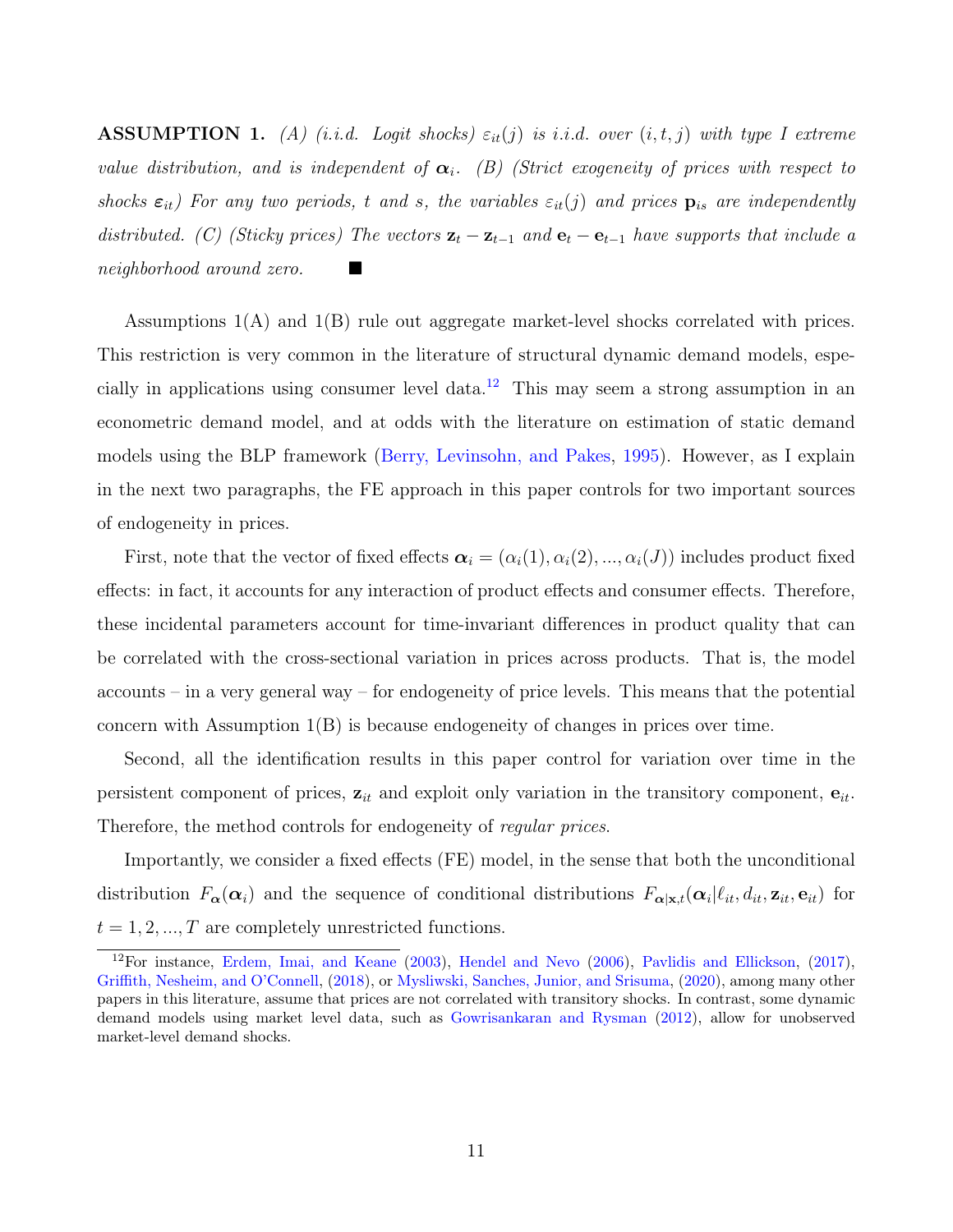**ASSUMPTION 1.** *(A) (i.i.d. Logit shocks) $\varepsilon_{it}(j)$ is i.i.d. over $(i, t, j)$ with type I extreme value distribution, and is independent of $\boldsymbol{\alpha}_i$. (B) (Strict exogeneity of prices with respect to shocks $\boldsymbol{\varepsilon}_{it}$) For any two periods, $t$ and $s$, the variables $\varepsilon_{it}(j)$ and prices $\mathbf{p}_{is}$ are independently distributed. (C) (Sticky prices) The vectors $\mathbf{z}_t - \mathbf{z}_{t-1}$ and $\mathbf{e}_t - \mathbf{e}_{t-1}$ have supports that include a neighborhood around zero.* ■

Assumptions 1(A) and 1(B) rule out aggregate market-level shocks correlated with prices. This restriction is very common in the literature of structural dynamic demand models, especially in applications using consumer level data.[12] This may seem a strong assumption in an econometric demand model, and at odds with the literature on estimation of static demand models using the BLP framework (Berry, Levinsohn, and Pakes, 1995). However, as I explain in the next two paragraphs, the FE approach in this paper controls for two important sources of endogeneity in prices.

First, note that the vector of fixed effects $\boldsymbol{\alpha}_i = (\alpha_i(1), \alpha_i(2), ..., \alpha_i(J))$ includes product fixed effects: in fact, it accounts for any interaction of product effects and consumer effects. Therefore, these incidental parameters account for time-invariant differences in product quality that can be correlated with the cross-sectional variation in prices across products. That is, the model accounts – in a very general way – for endogeneity of price levels. This means that the potential concern with Assumption 1(B) is because endogeneity of changes in prices over time.

Second, all the identification results in this paper control for variation over time in the persistent component of prices, $\mathbf{z}_{it}$ and exploit only variation in the transitory component, $\mathbf{e}_{it}$. Therefore, the method controls for endogeneity of *regular prices*.

Importantly, we consider a fixed effects (FE) model, in the sense that both the unconditional distribution $F_{\boldsymbol{\alpha}}(\boldsymbol{\alpha}_i)$ and the sequence of conditional distributions $F_{\boldsymbol{\alpha}|\mathbf{x},t}(\boldsymbol{\alpha}_i|\ell_{it}, d_{it}, \mathbf{z}_{it}, \mathbf{e}_{it})$ for $t = 1, 2, ..., T$ are completely unrestricted functions.

[12] For instance, Erdem, Imai, and Keane (2003), Hendel and Nevo (2006), Pavlidis and Ellickson, (2017), Griffith, Nesheim, and O'Connell, (2018), or Mysliwski, Sanches, Junior, and Srisuma, (2020), among many other papers in this literature, assume that prices are not correlated with transitory shocks. In contrast, some dynamic demand models using market level data, such as Gowrisankaran and Rysman (2012), allow for unobserved market-level demand shocks.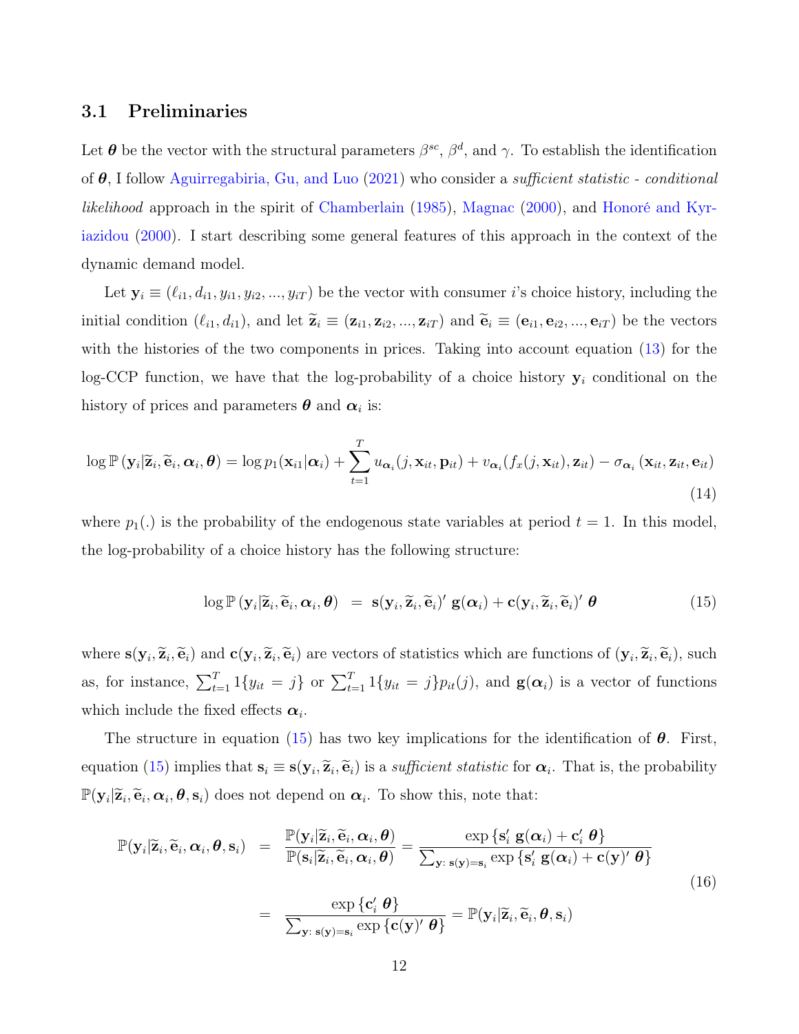## 3.1 Preliminaries

Let $\boldsymbol{\theta}$ be the vector with the structural parameters $\beta^{sc}$, $\beta^{d}$, and $\gamma$. To establish the identification of $\boldsymbol{\theta}$, I follow Aguirregabiria, Gu, and Luo (2021) who consider a *sufficient statistic - conditional likelihood* approach in the spirit of Chamberlain (1985), Magnac (2000), and Honoré and Kyriazidou (2000). I start describing some general features of this approach in the context of the dynamic demand model.

Let $\mathbf{y}_i \equiv (\ell_{i1}, d_{i1}, y_{i1}, y_{i2}, ..., y_{iT})$ be the vector with consumer $i$'s choice history, including the initial condition $(\ell_{i1}, d_{i1})$, and let $\widetilde{\mathbf{z}}_i \equiv (\mathbf{z}_{i1}, \mathbf{z}_{i2}, ..., \mathbf{z}_{iT})$ and $\widetilde{\mathbf{e}}_i \equiv (\mathbf{e}_{i1}, \mathbf{e}_{i2}, ..., \mathbf{e}_{iT})$ be the vectors with the histories of the two components in prices. Taking into account equation (13) for the log-CCP function, we have that the log-probability of a choice history $\mathbf{y}_i$ conditional on the history of prices and parameters $\boldsymbol{\theta}$ and $\boldsymbol{\alpha}_i$ is:

$$\log \mathbb{P}\left(\mathbf{y}_i | \widetilde{\mathbf{z}}_i, \widetilde{\mathbf{e}}_i, \boldsymbol{\alpha}_i, \boldsymbol{\theta}\right) = \log p_1(\mathbf{x}_{i1}|\boldsymbol{\alpha}_i) + \sum_{t=1}^{T} u_{\boldsymbol{\alpha}_i}(j, \mathbf{x}_{it}, \mathbf{p}_{it}) + v_{\boldsymbol{\alpha}_i}(f_x(j, \mathbf{x}_{it}), \mathbf{z}_{it}) - \sigma_{\boldsymbol{\alpha}_i}\left(\mathbf{x}_{it}, \mathbf{z}_{it}, \mathbf{e}_{it}\right) \tag{14}$$

where $p_1(.)$ is the probability of the endogenous state variables at period $t = 1$. In this model, the log-probability of a choice history has the following structure:

$$\log \mathbb{P}\left(\mathbf{y}_i | \widetilde{\mathbf{z}}_i, \widetilde{\mathbf{e}}_i, \boldsymbol{\alpha}_i, \boldsymbol{\theta}\right) \;=\; \mathbf{s}(\mathbf{y}_i, \widetilde{\mathbf{z}}_i, \widetilde{\mathbf{e}}_i)' \; \mathbf{g}(\boldsymbol{\alpha}_i) + \mathbf{c}(\mathbf{y}_i, \widetilde{\mathbf{z}}_i, \widetilde{\mathbf{e}}_i)' \; \boldsymbol{\theta} \tag{15}$$

where $\mathbf{s}(\mathbf{y}_i, \widetilde{\mathbf{z}}_i, \widetilde{\mathbf{e}}_i)$ and $\mathbf{c}(\mathbf{y}_i, \widetilde{\mathbf{z}}_i, \widetilde{\mathbf{e}}_i)$ are vectors of statistics which are functions of $(\mathbf{y}_i, \widetilde{\mathbf{z}}_i, \widetilde{\mathbf{e}}_i)$, such as, for instance, $\sum_{t=1}^{T} 1\{y_{it} = j\}$ or $\sum_{t=1}^{T} 1\{y_{it} = j\} p_{it}(j)$, and $\mathbf{g}(\boldsymbol{\alpha}_i)$ is a vector of functions which include the fixed effects $\boldsymbol{\alpha}_i$.

The structure in equation (15) has two key implications for the identification of $\boldsymbol{\theta}$. First, equation (15) implies that $\mathbf{s}_i \equiv \mathbf{s}(\mathbf{y}_i, \widetilde{\mathbf{z}}_i, \widetilde{\mathbf{e}}_i)$ is a *sufficient statistic* for $\boldsymbol{\alpha}_i$. That is, the probability $\mathbb{P}(\mathbf{y}_i | \widetilde{\mathbf{z}}_i, \widetilde{\mathbf{e}}_i, \boldsymbol{\alpha}_i, \boldsymbol{\theta}, \mathbf{s}_i)$ does not depend on $\boldsymbol{\alpha}_i$. To show this, note that:

$$\begin{aligned}
\mathbb{P}(\mathbf{y}_i | \widetilde{\mathbf{z}}_i, \widetilde{\mathbf{e}}_i, \boldsymbol{\alpha}_i, \boldsymbol{\theta}, \mathbf{s}_i) \;&=\; \frac{\mathbb{P}(\mathbf{y}_i | \widetilde{\mathbf{z}}_i, \widetilde{\mathbf{e}}_i, \boldsymbol{\alpha}_i, \boldsymbol{\theta})}{\mathbb{P}(\mathbf{s}_i | \widetilde{\mathbf{z}}_i, \widetilde{\mathbf{e}}_i, \boldsymbol{\alpha}_i, \boldsymbol{\theta})} = \frac{\exp\left\{\mathbf{s}_i' \; \mathbf{g}(\boldsymbol{\alpha}_i) + \mathbf{c}_i' \; \boldsymbol{\theta}\right\}}{\sum_{\mathbf{y}: \, \mathbf{s}(\mathbf{y}) = \mathbf{s}_i} \exp\left\{\mathbf{s}_i' \; \mathbf{g}(\boldsymbol{\alpha}_i) + \mathbf{c}(\mathbf{y})' \; \boldsymbol{\theta}\right\}} \\
&=\; \frac{\exp\left\{\mathbf{c}_i' \; \boldsymbol{\theta}\right\}}{\sum_{\mathbf{y}: \, \mathbf{s}(\mathbf{y}) = \mathbf{s}_i} \exp\left\{\mathbf{c}(\mathbf{y})' \; \boldsymbol{\theta}\right\}} = \mathbb{P}(\mathbf{y}_i | \widetilde{\mathbf{z}}_i, \widetilde{\mathbf{e}}_i, \boldsymbol{\theta}, \mathbf{s}_i)
\end{aligned} \tag{16}$$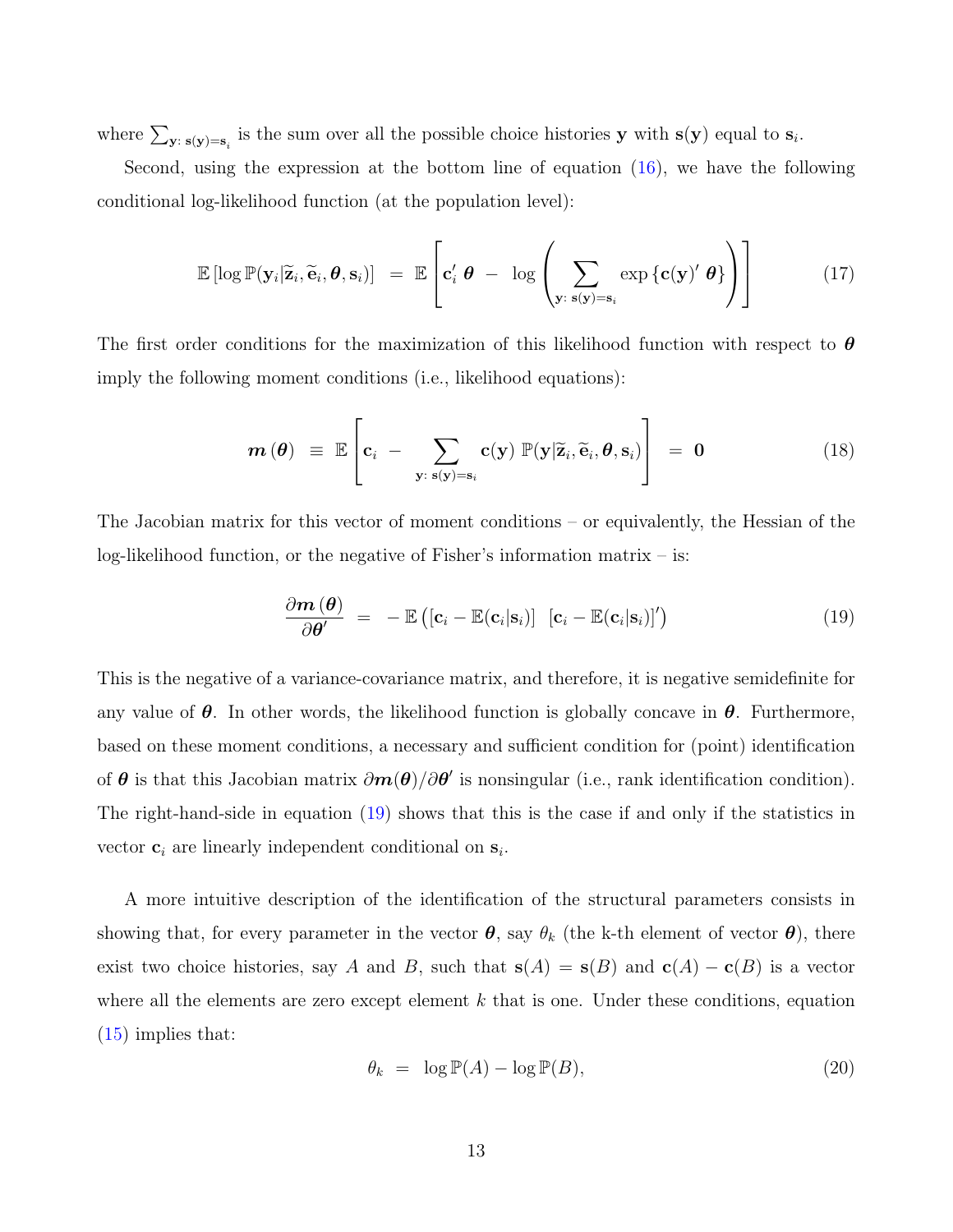where $\sum_{\mathbf{y}:\, \mathbf{s}(\mathbf{y})=\mathbf{s}_i}$ is the sum over all the possible choice histories $\mathbf{y}$ with $\mathbf{s}(\mathbf{y})$ equal to $\mathbf{s}_i$.

Second, using the expression at the bottom line of equation (16), we have the following conditional log-likelihood function (at the population level):

$$\mathbb{E}\left[\log \mathbb{P}(\mathbf{y}_i | \widetilde{\mathbf{z}}_i, \widetilde{\mathbf{e}}_i, \boldsymbol{\theta}, \mathbf{s}_i)\right] \;=\; \mathbb{E}\left[\mathbf{c}_i' \,\boldsymbol{\theta} \;-\; \log\left(\sum_{\mathbf{y}:\, \mathbf{s}(\mathbf{y})=\mathbf{s}_i} \exp\left\{\mathbf{c}(\mathbf{y})' \,\boldsymbol{\theta}\right\}\right)\right] \tag{17}$$

The first order conditions for the maximization of this likelihood function with respect to $\boldsymbol{\theta}$ imply the following moment conditions (i.e., likelihood equations):

$$\boldsymbol{m}\left(\boldsymbol{\theta}\right) \;\equiv\; \mathbb{E}\left[\mathbf{c}_i \;-\; \sum_{\mathbf{y}:\, \mathbf{s}(\mathbf{y})=\mathbf{s}_i} \mathbf{c}(\mathbf{y}) \; \mathbb{P}(\mathbf{y} | \widetilde{\mathbf{z}}_i, \widetilde{\mathbf{e}}_i, \boldsymbol{\theta}, \mathbf{s}_i)\right] \;=\; \mathbf{0} \tag{18}$$

The Jacobian matrix for this vector of moment conditions – or equivalently, the Hessian of the log-likelihood function, or the negative of Fisher's information matrix – is:

$$\frac{\partial \boldsymbol{m}\left(\boldsymbol{\theta}\right)}{\partial \boldsymbol{\theta}'} \;=\; -\,\mathbb{E}\left(\left[\mathbf{c}_i - \mathbb{E}(\mathbf{c}_i|\mathbf{s}_i)\right] \;\left[\mathbf{c}_i - \mathbb{E}(\mathbf{c}_i|\mathbf{s}_i)\right]'\right) \tag{19}$$

This is the negative of a variance-covariance matrix, and therefore, it is negative semidefinite for any value of $\boldsymbol{\theta}$. In other words, the likelihood function is globally concave in $\boldsymbol{\theta}$. Furthermore, based on these moment conditions, a necessary and sufficient condition for (point) identification of $\boldsymbol{\theta}$ is that this Jacobian matrix $\partial \boldsymbol{m}(\boldsymbol{\theta})/\partial \boldsymbol{\theta}'$ is nonsingular (i.e., rank identification condition). The right-hand-side in equation (19) shows that this is the case if and only if the statistics in vector $\mathbf{c}_i$ are linearly independent conditional on $\mathbf{s}_i$.

A more intuitive description of the identification of the structural parameters consists in showing that, for every parameter in the vector $\boldsymbol{\theta}$, say $\theta_k$ (the k-th element of vector $\boldsymbol{\theta}$), there exist two choice histories, say $A$ and $B$, such that $\mathbf{s}(A) = \mathbf{s}(B)$ and $\mathbf{c}(A) - \mathbf{c}(B)$ is a vector where all the elements are zero except element $k$ that is one. Under these conditions, equation (15) implies that:

$$\theta_k \;=\; \log \mathbb{P}(A) - \log \mathbb{P}(B), \tag{20}$$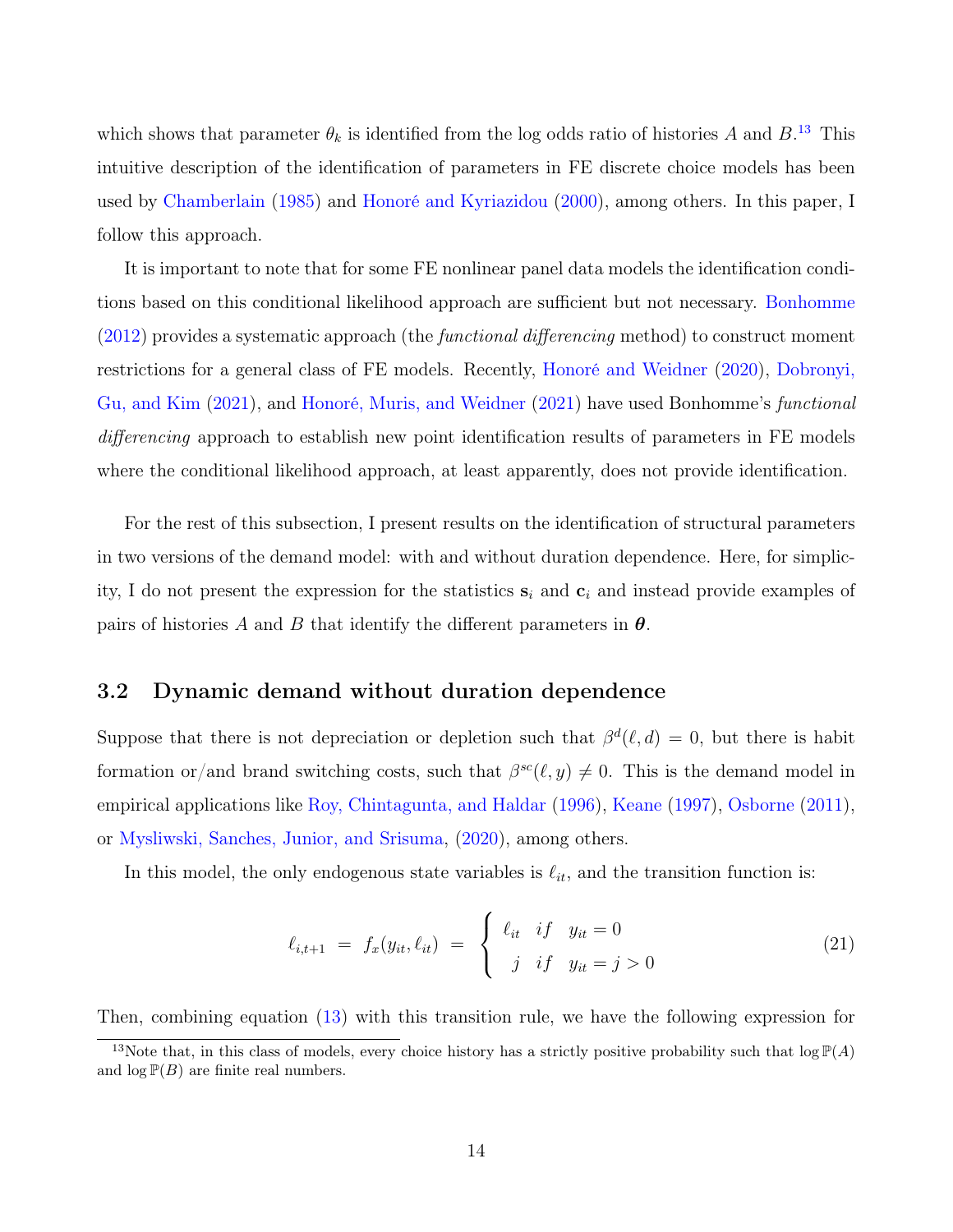which shows that parameter $\theta_k$ is identified from the log odds ratio of histories $A$ and $B$.[13] This intuitive description of the identification of parameters in FE discrete choice models has been used by Chamberlain (1985) and Honoré and Kyriazidou (2000), among others. In this paper, I follow this approach.

It is important to note that for some FE nonlinear panel data models the identification conditions based on this conditional likelihood approach are sufficient but not necessary. Bonhomme (2012) provides a systematic approach (the *functional differencing* method) to construct moment restrictions for a general class of FE models. Recently, Honoré and Weidner (2020), Dobronyi, Gu, and Kim (2021), and Honoré, Muris, and Weidner (2021) have used Bonhomme's *functional differencing* approach to establish new point identification results of parameters in FE models where the conditional likelihood approach, at least apparently, does not provide identification.

For the rest of this subsection, I present results on the identification of structural parameters in two versions of the demand model: with and without duration dependence. Here, for simplicity, I do not present the expression for the statistics $\mathbf{s}_i$ and $\mathbf{c}_i$ and instead provide examples of pairs of histories $A$ and $B$ that identify the different parameters in $\boldsymbol{\theta}$.

## 3.2 Dynamic demand without duration dependence

Suppose that there is not depreciation or depletion such that $\beta^d(\ell, d) = 0$, but there is habit formation or/and brand switching costs, such that $\beta^{sc}(\ell, y) \neq 0$. This is the demand model in empirical applications like Roy, Chintagunta, and Haldar (1996), Keane (1997), Osborne (2011), or Mysliwski, Sanches, Junior, and Srisuma, (2020), among others.

In this model, the only endogenous state variables is $\ell_{it}$, and the transition function is:

$$\ell_{i,t+1} \;=\; f_x(y_{it}, \ell_{it}) \;=\; \begin{cases} \ell_{it} & if \quad y_{it} = 0 \\ \;\, j & if \quad y_{it} = j > 0 \end{cases} \tag{21}$$

Then, combining equation (13) with this transition rule, we have the following expression for

[13] Note that, in this class of models, every choice history has a strictly positive probability such that $\log \mathbb{P}(A)$ and $\log \mathbb{P}(B)$ are finite real numbers.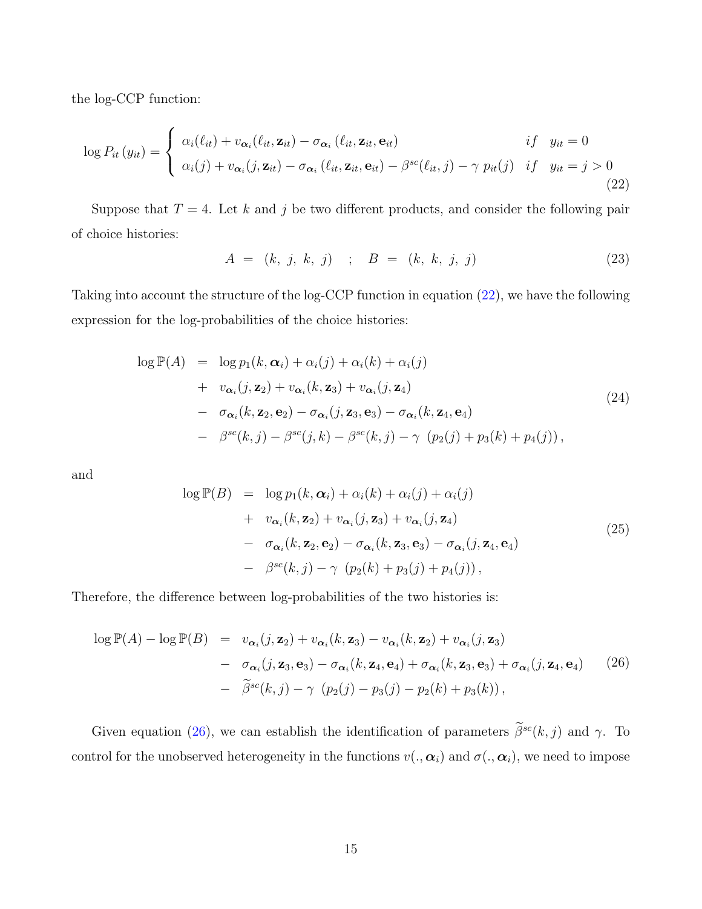the log-CCP function:

$$
\log P_{it}\left(y_{it}\right) = \begin{cases} \alpha_i(\ell_{it}) + v_{\boldsymbol{\alpha}_i}(\ell_{it}, \mathbf{z}_{it}) - \sigma_{\boldsymbol{\alpha}_i}\left(\ell_{it}, \mathbf{z}_{it}, \mathbf{e}_{it}\right) & if \quad y_{it} = 0 \\ \alpha_i(j) + v_{\boldsymbol{\alpha}_i}(j, \mathbf{z}_{it}) - \sigma_{\boldsymbol{\alpha}_i}\left(\ell_{it}, \mathbf{z}_{it}, \mathbf{e}_{it}\right) - \beta^{sc}(\ell_{it}, j) - \gamma \ p_{it}(j) & if \quad y_{it} = j > 0 \end{cases} \tag{22}
$$

Suppose that $T = 4$. Let $k$ and $j$ be two different products, and consider the following pair of choice histories:

$$
A \ = \ (k, \ j, \ k, \ j) \quad ; \quad B \ = \ (k, \ k, \ j, \ j) \tag{23}
$$

Taking into account the structure of the log-CCP function in equation (22), we have the following expression for the log-probabilities of the choice histories:

$$
\begin{aligned}
\log \mathbb{P}(A) \ &= \ \log p_1(k, \boldsymbol{\alpha}_i) + \alpha_i(j) + \alpha_i(k) + \alpha_i(j) \\
&+ \ v_{\boldsymbol{\alpha}_i}(j, \mathbf{z}_2) + v_{\boldsymbol{\alpha}_i}(k, \mathbf{z}_3) + v_{\boldsymbol{\alpha}_i}(j, \mathbf{z}_4) \\
&- \ \sigma_{\boldsymbol{\alpha}_i}(k, \mathbf{z}_2, \mathbf{e}_2) - \sigma_{\boldsymbol{\alpha}_i}(j, \mathbf{z}_3, \mathbf{e}_3) - \sigma_{\boldsymbol{\alpha}_i}(k, \mathbf{z}_4, \mathbf{e}_4) \\
&- \ \beta^{sc}(k, j) - \beta^{sc}(j, k) - \beta^{sc}(k, j) - \gamma \ \left(p_2(j) + p_3(k) + p_4(j)\right),
\end{aligned} \tag{24}
$$

and

$$
\begin{aligned}
\log \mathbb{P}(B) \ &= \ \log p_1(k, \boldsymbol{\alpha}_i) + \alpha_i(k) + \alpha_i(j) + \alpha_i(j) \\
&+ \ v_{\boldsymbol{\alpha}_i}(k, \mathbf{z}_2) + v_{\boldsymbol{\alpha}_i}(j, \mathbf{z}_3) + v_{\boldsymbol{\alpha}_i}(j, \mathbf{z}_4) \\
&- \ \sigma_{\boldsymbol{\alpha}_i}(k, \mathbf{z}_2, \mathbf{e}_2) - \sigma_{\boldsymbol{\alpha}_i}(k, \mathbf{z}_3, \mathbf{e}_3) - \sigma_{\boldsymbol{\alpha}_i}(j, \mathbf{z}_4, \mathbf{e}_4) \\
&- \ \beta^{sc}(k, j) - \gamma \ \left(p_2(k) + p_3(j) + p_4(j)\right),
\end{aligned} \tag{25}
$$

Therefore, the difference between log-probabilities of the two histories is:

$$
\begin{aligned}
\log \mathbb{P}(A) - \log \mathbb{P}(B) \ &= \ v_{\boldsymbol{\alpha}_i}(j, \mathbf{z}_2) + v_{\boldsymbol{\alpha}_i}(k, \mathbf{z}_3) - v_{\boldsymbol{\alpha}_i}(k, \mathbf{z}_2) + v_{\boldsymbol{\alpha}_i}(j, \mathbf{z}_3) \\
&- \ \sigma_{\boldsymbol{\alpha}_i}(j, \mathbf{z}_3, \mathbf{e}_3) - \sigma_{\boldsymbol{\alpha}_i}(k, \mathbf{z}_4, \mathbf{e}_4) + \sigma_{\boldsymbol{\alpha}_i}(k, \mathbf{z}_3, \mathbf{e}_3) + \sigma_{\boldsymbol{\alpha}_i}(j, \mathbf{z}_4, \mathbf{e}_4) \\
&- \ \widetilde{\beta}^{sc}(k, j) - \gamma \ \left(p_2(j) - p_3(j) - p_2(k) + p_3(k)\right),
\end{aligned} \tag{26}
$$

Given equation (26), we can establish the identification of parameters $\widetilde{\beta}^{sc}(k, j)$ and $\gamma$. To control for the unobserved heterogeneity in the functions $v(., \boldsymbol{\alpha}_i)$ and $\sigma(., \boldsymbol{\alpha}_i)$, we need to impose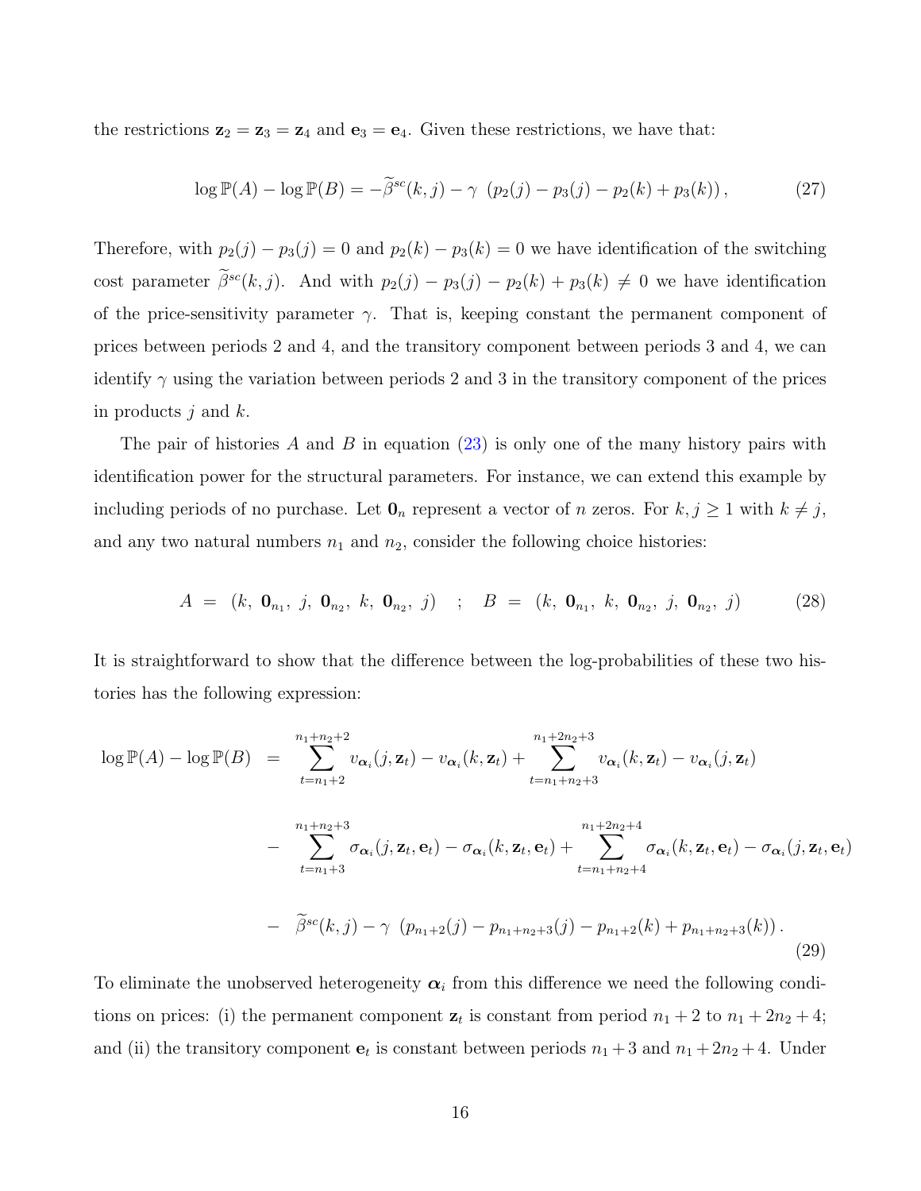the restrictions $\mathbf{z}_2 = \mathbf{z}_3 = \mathbf{z}_4$ and $\mathbf{e}_3 = \mathbf{e}_4$. Given these restrictions, we have that:

$$
\log \mathbb{P}(A) - \log \mathbb{P}(B) = -\widetilde{\beta}^{sc}(k,j) - \gamma \; \left( p_2(j) - p_3(j) - p_2(k) + p_3(k) \right), \tag{27}
$$

Therefore, with $p_2(j) - p_3(j) = 0$ and $p_2(k) - p_3(k) = 0$ we have identification of the switching cost parameter $\widetilde{\beta}^{sc}(k,j)$. And with $p_2(j) - p_3(j) - p_2(k) + p_3(k) \neq 0$ we have identification of the price-sensitivity parameter $\gamma$. That is, keeping constant the permanent component of prices between periods 2 and 4, and the transitory component between periods 3 and 4, we can identify $\gamma$ using the variation between periods 2 and 3 in the transitory component of the prices in products $j$ and $k$.

The pair of histories $A$ and $B$ in equation (23) is only one of the many history pairs with identification power for the structural parameters. For instance, we can extend this example by including periods of no purchase. Let $\mathbf{0}_n$ represent a vector of $n$ zeros. For $k, j \geq 1$ with $k \neq j$, and any two natural numbers $n_1$ and $n_2$, consider the following choice histories:

$$
A \; = \; (k, \; \mathbf{0}_{n_1}, \; j, \; \mathbf{0}_{n_2}, \; k, \; \mathbf{0}_{n_2}, \; j) \quad ; \quad B \; = \; (k, \; \mathbf{0}_{n_1}, \; k, \; \mathbf{0}_{n_2}, \; j, \; \mathbf{0}_{n_2}, \; j) \tag{28}
$$

It is straightforward to show that the difference between the log-probabilities of these two histories has the following expression:

$$
\begin{aligned}
\log \mathbb{P}(A) - \log \mathbb{P}(B) \;\; = \;\; & \sum_{t=n_1+2}^{n_1+n_2+2} v_{\boldsymbol{\alpha}_i}(j, \mathbf{z}_t) - v_{\boldsymbol{\alpha}_i}(k, \mathbf{z}_t) + \sum_{t=n_1+n_2+3}^{n_1+2n_2+3} v_{\boldsymbol{\alpha}_i}(k, \mathbf{z}_t) - v_{\boldsymbol{\alpha}_i}(j, \mathbf{z}_t) \\
& - \;\; \sum_{t=n_1+3}^{n_1+n_2+3} \sigma_{\boldsymbol{\alpha}_i}(j, \mathbf{z}_t, \mathbf{e}_t) - \sigma_{\boldsymbol{\alpha}_i}(k, \mathbf{z}_t, \mathbf{e}_t) + \sum_{t=n_1+n_2+4}^{n_1+2n_2+4} \sigma_{\boldsymbol{\alpha}_i}(k, \mathbf{z}_t, \mathbf{e}_t) - \sigma_{\boldsymbol{\alpha}_i}(j, \mathbf{z}_t, \mathbf{e}_t) \\
& - \;\; \widetilde{\beta}^{sc}(k,j) - \gamma \; \left( p_{n_1+2}(j) - p_{n_1+n_2+3}(j) - p_{n_1+2}(k) + p_{n_1+n_2+3}(k) \right).
\end{aligned} \tag{29}
$$

To eliminate the unobserved heterogeneity $\boldsymbol{\alpha}_i$ from this difference we need the following conditions on prices: (i) the permanent component $\mathbf{z}_t$ is constant from period $n_1 + 2$ to $n_1 + 2n_2 + 4$; and (ii) the transitory component $\mathbf{e}_t$ is constant between periods $n_1 + 3$ and $n_1 + 2n_2 + 4$. Under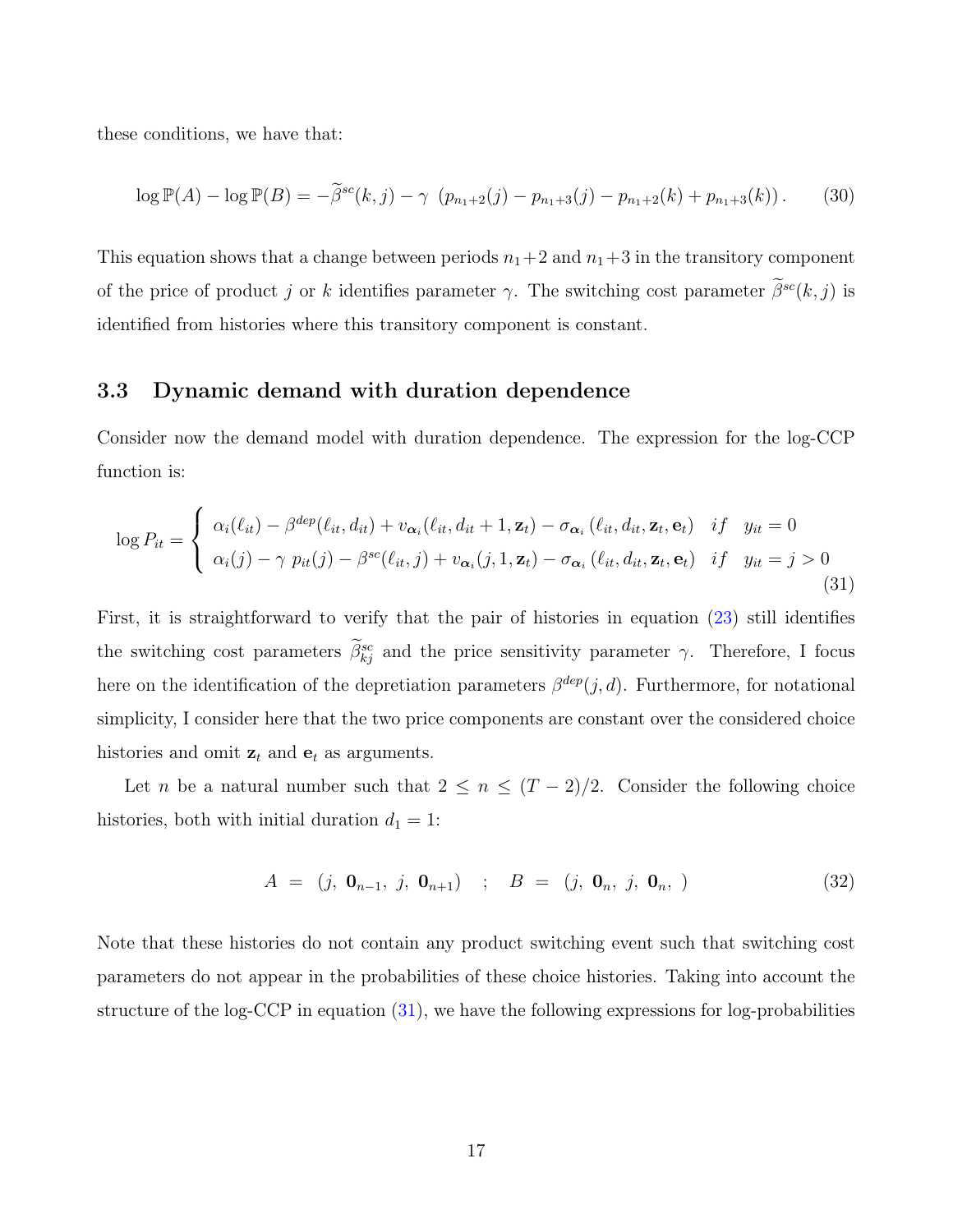these conditions, we have that:

$$\log \mathbb{P}(A) - \log \mathbb{P}(B) = -\widetilde{\beta}^{sc}(k,j) - \gamma \ \left(p_{n_1+2}(j) - p_{n_1+3}(j) - p_{n_1+2}(k) + p_{n_1+3}(k)\right). \tag{30}$$

This equation shows that a change between periods $n_1+2$ and $n_1+3$ in the transitory component of the price of product $j$ or $k$ identifies parameter $\gamma$. The switching cost parameter $\widetilde{\beta}^{sc}(k,j)$ is identified from histories where this transitory component is constant.

### 3.3 Dynamic demand with duration dependence

Consider now the demand model with duration dependence. The expression for the log-CCP function is:

$$\log P_{it} = \begin{cases} \alpha_i(\ell_{it}) - \beta^{dep}(\ell_{it}, d_{it}) + v_{\boldsymbol{\alpha}_i}(\ell_{it}, d_{it}+1, \mathbf{z}_t) - \sigma_{\boldsymbol{\alpha}_i}(\ell_{it}, d_{it}, \mathbf{z}_t, \mathbf{e}_t) & if \quad y_{it} = 0 \\ \alpha_i(j) - \gamma \ p_{it}(j) - \beta^{sc}(\ell_{it}, j) + v_{\boldsymbol{\alpha}_i}(j, 1, \mathbf{z}_t) - \sigma_{\boldsymbol{\alpha}_i}(\ell_{it}, d_{it}, \mathbf{z}_t, \mathbf{e}_t) & if \quad y_{it} = j > 0 \end{cases} \tag{31}$$

First, it is straightforward to verify that the pair of histories in equation (23) still identifies the switching cost parameters $\widetilde{\beta}^{sc}_{kj}$ and the price sensitivity parameter $\gamma$. Therefore, I focus here on the identification of the depretiation parameters $\beta^{dep}(j,d)$. Furthermore, for notational simplicity, I consider here that the two price components are constant over the considered choice histories and omit $\mathbf{z}_t$ and $\mathbf{e}_t$ as arguments.

Let $n$ be a natural number such that $2 \leq n \leq (T-2)/2$. Consider the following choice histories, both with initial duration $d_1 = 1$:

$$A \ = \ (j, \ \mathbf{0}_{n-1}, \ j, \ \mathbf{0}_{n+1}) \quad ; \quad B \ = \ (j, \ \mathbf{0}_{n}, \ j, \ \mathbf{0}_{n}, \ ) \tag{32}$$

Note that these histories do not contain any product switching event such that switching cost parameters do not appear in the probabilities of these choice histories. Taking into account the structure of the log-CCP in equation (31), we have the following expressions for log-probabilities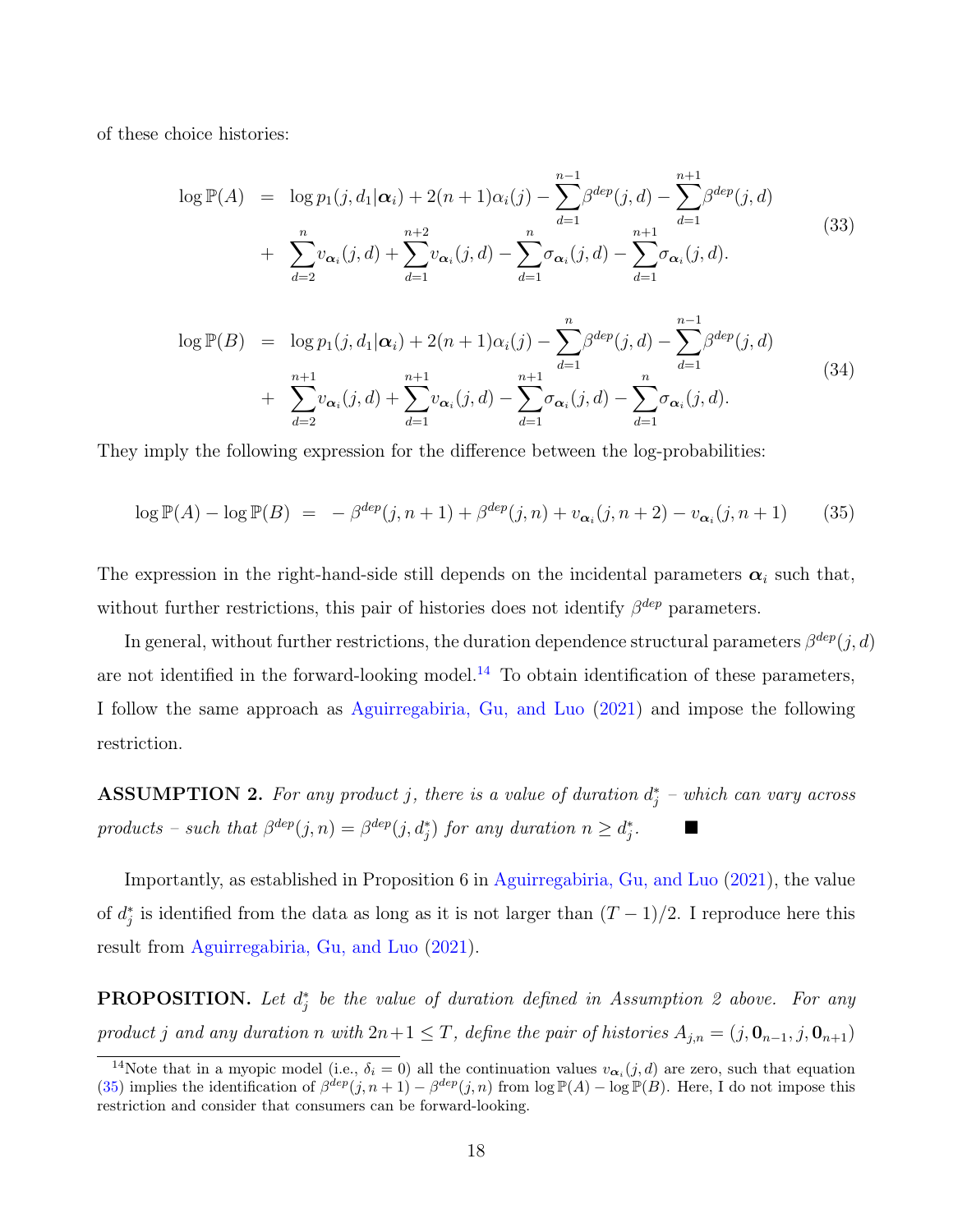of these choice histories:

$$
\begin{aligned}
\log \mathbb{P}(A) \;\; = \;\; & \log p_1(j, d_1|\boldsymbol{\alpha}_i) + 2(n+1)\alpha_i(j) - \sum_{d=1}^{n-1} \beta^{dep}(j,d) - \sum_{d=1}^{n+1} \beta^{dep}(j,d) \\
+ \;\; & \sum_{d=2}^{n} v_{\boldsymbol{\alpha}_i}(j,d) + \sum_{d=1}^{n+2} v_{\boldsymbol{\alpha}_i}(j,d) - \sum_{d=1}^{n} \sigma_{\boldsymbol{\alpha}_i}(j,d) - \sum_{d=1}^{n+1} \sigma_{\boldsymbol{\alpha}_i}(j,d).
\end{aligned} \tag{33}
$$

$$
\begin{aligned}
\log \mathbb{P}(B) \;\; = \;\; & \log p_1(j, d_1|\boldsymbol{\alpha}_i) + 2(n+1)\alpha_i(j) - \sum_{d=1}^{n} \beta^{dep}(j,d) - \sum_{d=1}^{n-1} \beta^{dep}(j,d) \\
+ \;\; & \sum_{d=2}^{n+1} v_{\boldsymbol{\alpha}_i}(j,d) + \sum_{d=1}^{n+1} v_{\boldsymbol{\alpha}_i}(j,d) - \sum_{d=1}^{n+1} \sigma_{\boldsymbol{\alpha}_i}(j,d) - \sum_{d=1}^{n} \sigma_{\boldsymbol{\alpha}_i}(j,d).
\end{aligned} \tag{34}
$$

They imply the following expression for the difference between the log-probabilities:

$$
\log \mathbb{P}(A) - \log \mathbb{P}(B) \;\; = \;\; -\beta^{dep}(j, n+1) + \beta^{dep}(j,n) + v_{\boldsymbol{\alpha}_i}(j, n+2) - v_{\boldsymbol{\alpha}_i}(j, n+1) \tag{35}
$$

The expression in the right-hand-side still depends on the incidental parameters $\boldsymbol{\alpha}_i$ such that, without further restrictions, this pair of histories does not identify $\beta^{dep}$ parameters.

In general, without further restrictions, the duration dependence structural parameters $\beta^{dep}(j,d)$ are not identified in the forward-looking model.[14] To obtain identification of these parameters, I follow the same approach as Aguirregabiria, Gu, and Luo (2021) and impose the following restriction.

**ASSUMPTION 2.** *For any product $j$, there is a value of duration $d_j^*$ – which can vary across products – such that $\beta^{dep}(j,n) = \beta^{dep}(j, d_j^*)$ for any duration $n \geq d_j^*$.* ■

Importantly, as established in Proposition 6 in Aguirregabiria, Gu, and Luo (2021), the value of $d_j^*$ is identified from the data as long as it is not larger than $(T-1)/2$. I reproduce here this result from Aguirregabiria, Gu, and Luo (2021).

**PROPOSITION.** *Let $d_j^*$ be the value of duration defined in Assumption 2 above. For any product $j$ and any duration $n$ with $2n+1 \leq T$, define the pair of histories $A_{j,n} = (j, \mathbf{0}_{n-1}, j, \mathbf{0}_{n+1})$*

[14] Note that in a myopic model (i.e., $\delta_i = 0$) all the continuation values $v_{\boldsymbol{\alpha}_i}(j,d)$ are zero, such that equation (35) implies the identification of $\beta^{dep}(j,n+1) - \beta^{dep}(j,n)$ from $\log \mathbb{P}(A) - \log \mathbb{P}(B)$. Here, I do not impose this restriction and consider that consumers can be forward-looking.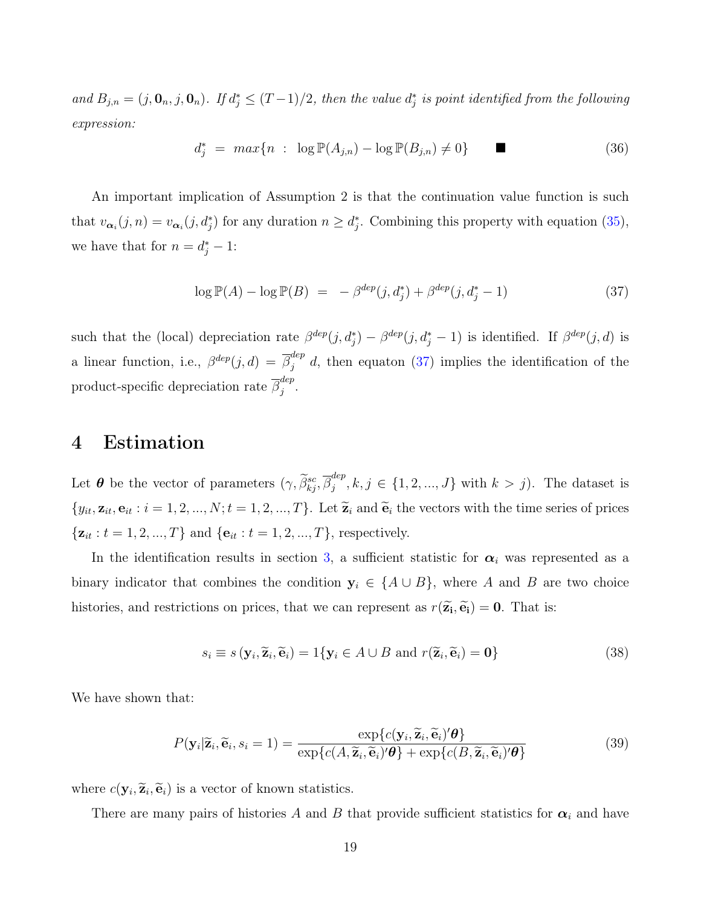*and $B_{j,n} = (j, \mathbf{0}_n, j, \mathbf{0}_n)$. If $d_j^* \leq (T-1)/2$, then the value $d_j^*$ is point identified from the following expression:*

$$d_j^* \ = \ max\{n \ : \ \log \mathbb{P}(A_{j,n}) - \log \mathbb{P}(B_{j,n}) \neq 0\} \qquad \blacksquare \tag{36}$$

An important implication of Assumption 2 is that the continuation value function is such that $v_{\boldsymbol{\alpha}_i}(j,n) = v_{\boldsymbol{\alpha}_i}(j, d_j^*)$ for any duration $n \geq d_j^*$. Combining this property with equation (35), we have that for $n = d_j^* - 1$:

$$\log \mathbb{P}(A) - \log \mathbb{P}(B) \ = \ -\beta^{dep}(j, d_j^*) + \beta^{dep}(j, d_j^* - 1) \tag{37}$$

such that the (local) depreciation rate $\beta^{dep}(j, d_j^*) - \beta^{dep}(j, d_j^* - 1)$ is identified. If $\beta^{dep}(j,d)$ is a linear function, i.e., $\beta^{dep}(j,d) = \overline{\beta}_j^{dep} \ d$, then equaton (37) implies the identification of the product-specific depreciation rate $\overline{\beta}_j^{dep}$.

# 4 Estimation

Let $\boldsymbol{\theta}$ be the vector of parameters $(\gamma, \widetilde{\beta}_{kj}^{sc}, \overline{\beta}_j^{dep}, k, j \in \{1, 2, ..., J\}$ with $k > j)$. The dataset is $\{y_{it}, \mathbf{z}_{it}, \mathbf{e}_{it} : i = 1, 2, ..., N; t = 1, 2, ..., T\}$. Let $\widetilde{\mathbf{z}}_i$ and $\widetilde{\mathbf{e}}_i$ the vectors with the time series of prices $\{\mathbf{z}_{it} : t = 1, 2, ..., T\}$ and $\{\mathbf{e}_{it} : t = 1, 2, ..., T\}$, respectively.

In the identification results in section 3, a sufficient statistic for $\boldsymbol{\alpha}_i$ was represented as a binary indicator that combines the condition $\mathbf{y}_i \in \{A \cup B\}$, where $A$ and $B$ are two choice histories, and restrictions on prices, that we can represent as $r(\widetilde{\mathbf{z}}_\mathbf{i}, \widetilde{\mathbf{e}}_\mathbf{i}) = \mathbf{0}$. That is:

$$s_i \equiv s\left(\mathbf{y}_i, \widetilde{\mathbf{z}}_i, \widetilde{\mathbf{e}}_i\right) = 1\{\mathbf{y}_i \in A \cup B \text{ and } r(\widetilde{\mathbf{z}}_\mathbf{i}, \widetilde{\mathbf{e}}_\mathbf{i}) = \mathbf{0}\} \tag{38}$$

We have shown that:

$$P(\mathbf{y}_i | \widetilde{\mathbf{z}}_i, \widetilde{\mathbf{e}}_i, s_i = 1) = \frac{\exp\{c(\mathbf{y}_i, \widetilde{\mathbf{z}}_i, \widetilde{\mathbf{e}}_i)'\boldsymbol{\theta}\}}{\exp\{c(A, \widetilde{\mathbf{z}}_i, \widetilde{\mathbf{e}}_i)'\boldsymbol{\theta}\} + \exp\{c(B, \widetilde{\mathbf{z}}_i, \widetilde{\mathbf{e}}_i)'\boldsymbol{\theta}\}} \tag{39}$$

where $c(\mathbf{y}_i, \widetilde{\mathbf{z}}_i, \widetilde{\mathbf{e}}_i)$ is a vector of known statistics.

There are many pairs of histories $A$ and $B$ that provide sufficient statistics for $\boldsymbol{\alpha}_i$ and have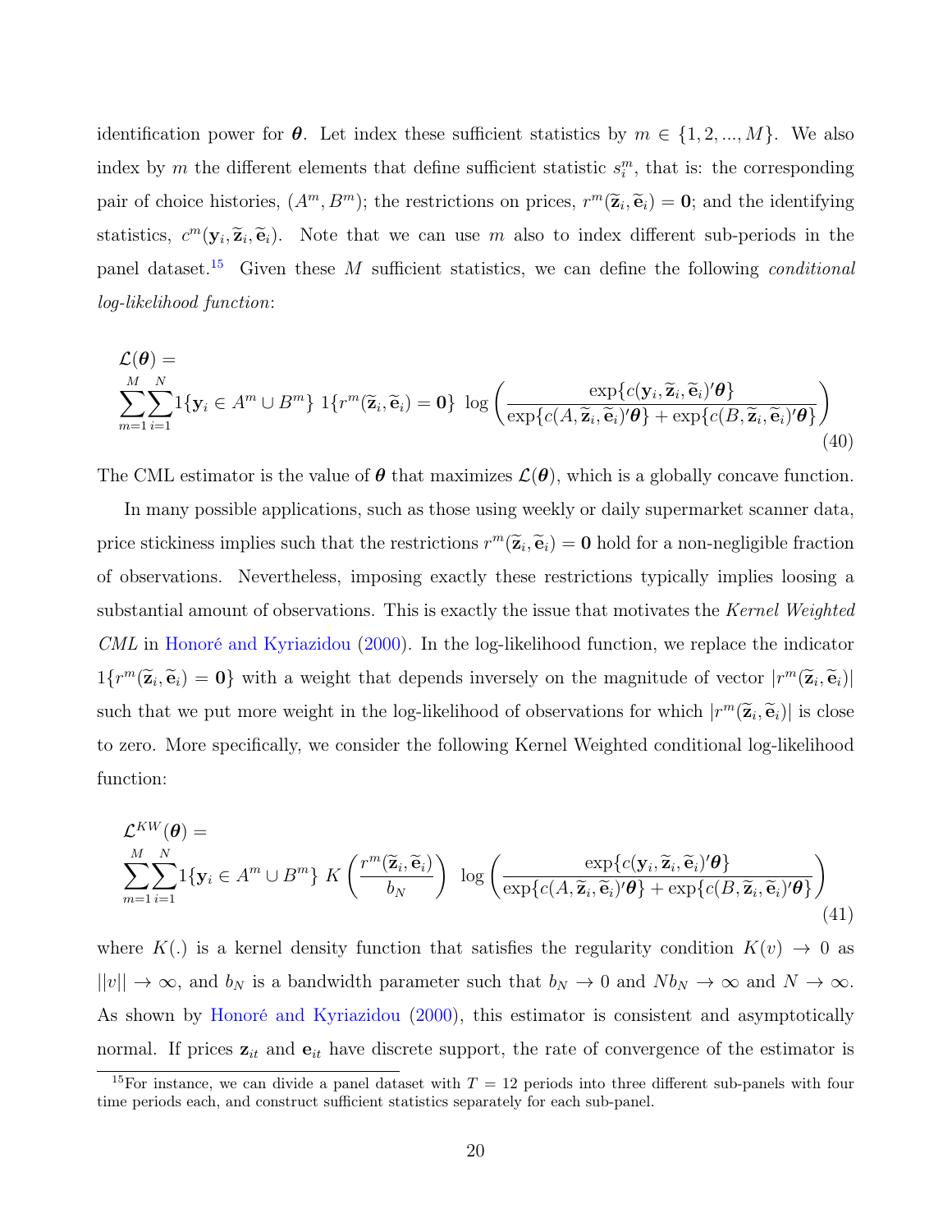identification power for $\boldsymbol{\theta}$. Let index these sufficient statistics by $m \in \{1, 2, ..., M\}$. We also index by $m$ the different elements that define sufficient statistic $s_i^m$, that is: the corresponding pair of choice histories, $(A^m, B^m)$; the restrictions on prices, $r^m(\widetilde{\mathbf{z}}_i, \widetilde{\mathbf{e}}_i) = \mathbf{0}$; and the identifying statistics, $c^m(\mathbf{y}_i, \widetilde{\mathbf{z}}_i, \widetilde{\mathbf{e}}_i)$. Note that we can use $m$ also to index different sub-periods in the panel dataset.[15] Given these $M$ sufficient statistics, we can define the following *conditional log-likelihood function*:

$$
\mathcal{L}(\boldsymbol{\theta}) = \sum_{m=1}^{M} \sum_{i=1}^{N} 1\{\mathbf{y}_i \in A^m \cup B^m\} \; 1\{r^m(\widetilde{\mathbf{z}}_i, \widetilde{\mathbf{e}}_i) = \mathbf{0}\} \; \log \left( \frac{\exp\{c(\mathbf{y}_i, \widetilde{\mathbf{z}}_i, \widetilde{\mathbf{e}}_i)'\boldsymbol{\theta}\}}{\exp\{c(A, \widetilde{\mathbf{z}}_i, \widetilde{\mathbf{e}}_i)'\boldsymbol{\theta}\} + \exp\{c(B, \widetilde{\mathbf{z}}_i, \widetilde{\mathbf{e}}_i)'\boldsymbol{\theta}\}} \right) \tag{40}
$$

The CML estimator is the value of $\boldsymbol{\theta}$ that maximizes $\mathcal{L}(\boldsymbol{\theta})$, which is a globally concave function.

In many possible applications, such as those using weekly or daily supermarket scanner data, price stickiness implies such that the restrictions $r^m(\widetilde{\mathbf{z}}_i, \widetilde{\mathbf{e}}_i) = \mathbf{0}$ hold for a non-negligible fraction of observations. Nevertheless, imposing exactly these restrictions typically implies loosing a substantial amount of observations. This is exactly the issue that motivates the *Kernel Weighted CML* in Honoré and Kyriazidou (2000). In the log-likelihood function, we replace the indicator $1\{r^m(\widetilde{\mathbf{z}}_i, \widetilde{\mathbf{e}}_i) = \mathbf{0}\}$ with a weight that depends inversely on the magnitude of vector $|r^m(\widetilde{\mathbf{z}}_i, \widetilde{\mathbf{e}}_i)|$ such that we put more weight in the log-likelihood of observations for which $|r^m(\widetilde{\mathbf{z}}_i, \widetilde{\mathbf{e}}_i)|$ is close to zero. More specifically, we consider the following Kernel Weighted conditional log-likelihood function:

$$
\mathcal{L}^{KW}(\boldsymbol{\theta}) = \sum_{m=1}^{M} \sum_{i=1}^{N} 1\{\mathbf{y}_i \in A^m \cup B^m\} \; K\left(\frac{r^m(\widetilde{\mathbf{z}}_i, \widetilde{\mathbf{e}}_i)}{b_N}\right) \; \log \left( \frac{\exp\{c(\mathbf{y}_i, \widetilde{\mathbf{z}}_i, \widetilde{\mathbf{e}}_i)'\boldsymbol{\theta}\}}{\exp\{c(A, \widetilde{\mathbf{z}}_i, \widetilde{\mathbf{e}}_i)'\boldsymbol{\theta}\} + \exp\{c(B, \widetilde{\mathbf{z}}_i, \widetilde{\mathbf{e}}_i)'\boldsymbol{\theta}\}} \right) \tag{41}
$$

where $K(.)$ is a kernel density function that satisfies the regularity condition $K(v) \to 0$ as $||v|| \to \infty$, and $b_N$ is a bandwidth parameter such that $b_N \to 0$ and $N b_N \to \infty$ and $N \to \infty$. As shown by Honoré and Kyriazidou (2000), this estimator is consistent and asymptotically normal. If prices $\mathbf{z}_{it}$ and $\mathbf{e}_{it}$ have discrete support, the rate of convergence of the estimator is

[15] For instance, we can divide a panel dataset with $T = 12$ periods into three different sub-panels with four time periods each, and construct sufficient statistics separately for each sub-panel.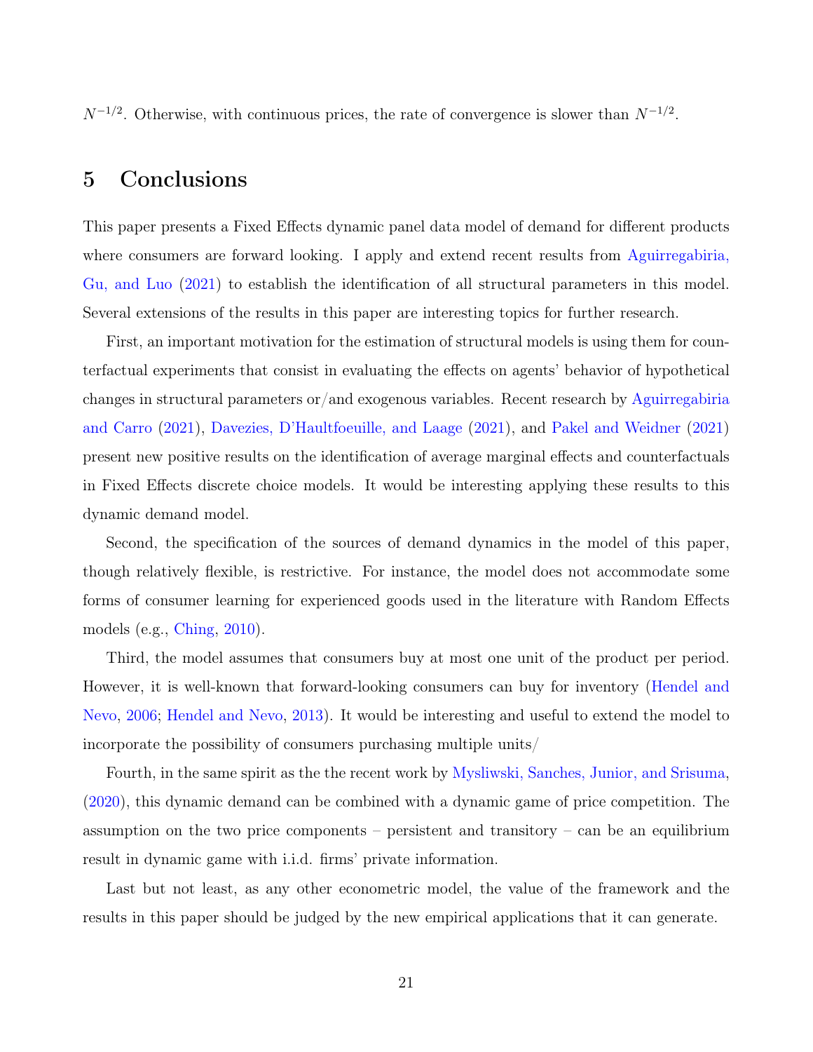$N^{-1/2}$. Otherwise, with continuous prices, the rate of convergence is slower than $N^{-1/2}$.

## 5 Conclusions

This paper presents a Fixed Effects dynamic panel data model of demand for different products where consumers are forward looking. I apply and extend recent results from Aguirregabiria, Gu, and Luo (2021) to establish the identification of all structural parameters in this model. Several extensions of the results in this paper are interesting topics for further research.

First, an important motivation for the estimation of structural models is using them for counterfactual experiments that consist in evaluating the effects on agents' behavior of hypothetical changes in structural parameters or/and exogenous variables. Recent research by Aguirregabiria and Carro (2021), Davezies, D'Haultfoeuille, and Laage (2021), and Pakel and Weidner (2021) present new positive results on the identification of average marginal effects and counterfactuals in Fixed Effects discrete choice models. It would be interesting applying these results to this dynamic demand model.

Second, the specification of the sources of demand dynamics in the model of this paper, though relatively flexible, is restrictive. For instance, the model does not accommodate some forms of consumer learning for experienced goods used in the literature with Random Effects models (e.g., Ching, 2010).

Third, the model assumes that consumers buy at most one unit of the product per period. However, it is well-known that forward-looking consumers can buy for inventory (Hendel and Nevo, 2006; Hendel and Nevo, 2013). It would be interesting and useful to extend the model to incorporate the possibility of consumers purchasing multiple units/

Fourth, in the same spirit as the the recent work by Mysliwski, Sanches, Junior, and Srisuma, (2020), this dynamic demand can be combined with a dynamic game of price competition. The assumption on the two price components – persistent and transitory – can be an equilibrium result in dynamic game with i.i.d. firms' private information.

Last but not least, as any other econometric model, the value of the framework and the results in this paper should be judged by the new empirical applications that it can generate.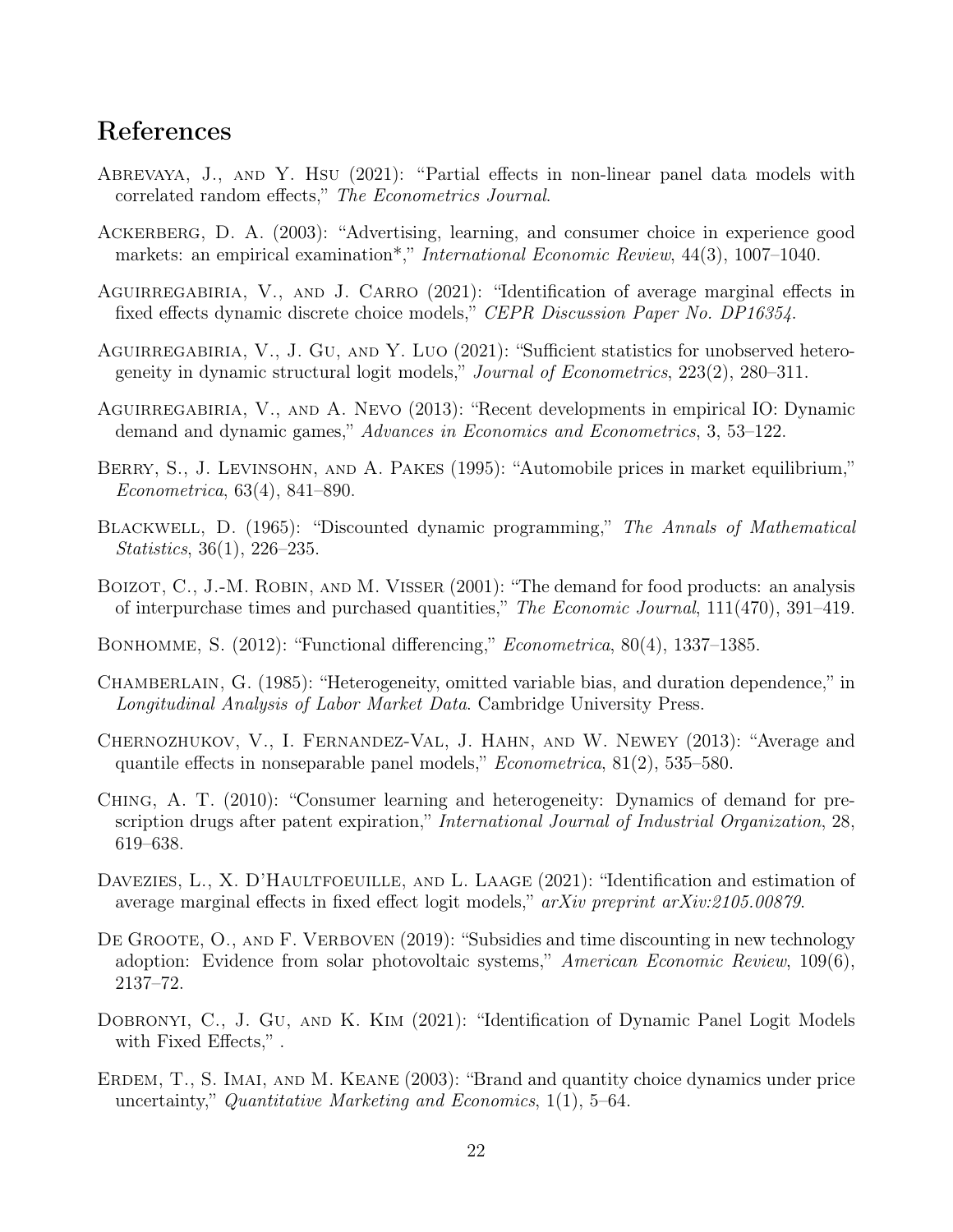## References

Abrevaya, J., and Y. Hsu (2021): "Partial effects in non-linear panel data models with correlated random effects," *The Econometrics Journal*.

Ackerberg, D. A. (2003): "Advertising, learning, and consumer choice in experience good markets: an empirical examination*," *International Economic Review*, 44(3), 1007–1040.

Aguirregabiria, V., and J. Carro (2021): "Identification of average marginal effects in fixed effects dynamic discrete choice models," *CEPR Discussion Paper No. DP16354.*

Aguirregabiria, V., J. Gu, and Y. Luo (2021): "Sufficient statistics for unobserved heterogeneity in dynamic structural logit models," *Journal of Econometrics*, 223(2), 280–311.

Aguirregabiria, V., and A. Nevo (2013): "Recent developments in empirical IO: Dynamic demand and dynamic games," *Advances in Economics and Econometrics*, 3, 53–122.

Berry, S., J. Levinsohn, and A. Pakes (1995): "Automobile prices in market equilibrium," *Econometrica*, 63(4), 841–890.

Blackwell, D. (1965): "Discounted dynamic programming," *The Annals of Mathematical Statistics*, 36(1), 226–235.

Boizot, C., J.-M. Robin, and M. Visser (2001): "The demand for food products: an analysis of interpurchase times and purchased quantities," *The Economic Journal*, 111(470), 391–419.

Bonhomme, S. (2012): "Functional differencing," *Econometrica*, 80(4), 1337–1385.

Chamberlain, G. (1985): "Heterogeneity, omitted variable bias, and duration dependence," in *Longitudinal Analysis of Labor Market Data*. Cambridge University Press.

Chernozhukov, V., I. Fernandez-Val, J. Hahn, and W. Newey (2013): "Average and quantile effects in nonseparable panel models," *Econometrica*, 81(2), 535–580.

Ching, A. T. (2010): "Consumer learning and heterogeneity: Dynamics of demand for prescription drugs after patent expiration," *International Journal of Industrial Organization*, 28, 619–638.

Davezies, L., X. D'Haultfoeuille, and L. Laage (2021): "Identification and estimation of average marginal effects in fixed effect logit models," *arXiv preprint arXiv:2105.00879*.

De Groote, O., and F. Verboven (2019): "Subsidies and time discounting in new technology adoption: Evidence from solar photovoltaic systems," *American Economic Review*, 109(6), 2137–72.

Dobronyi, C., J. Gu, and K. Kim (2021): "Identification of Dynamic Panel Logit Models with Fixed Effects," .

Erdem, T., S. Imai, and M. Keane (2003): "Brand and quantity choice dynamics under price uncertainty," *Quantitative Marketing and Economics*, 1(1), 5–64.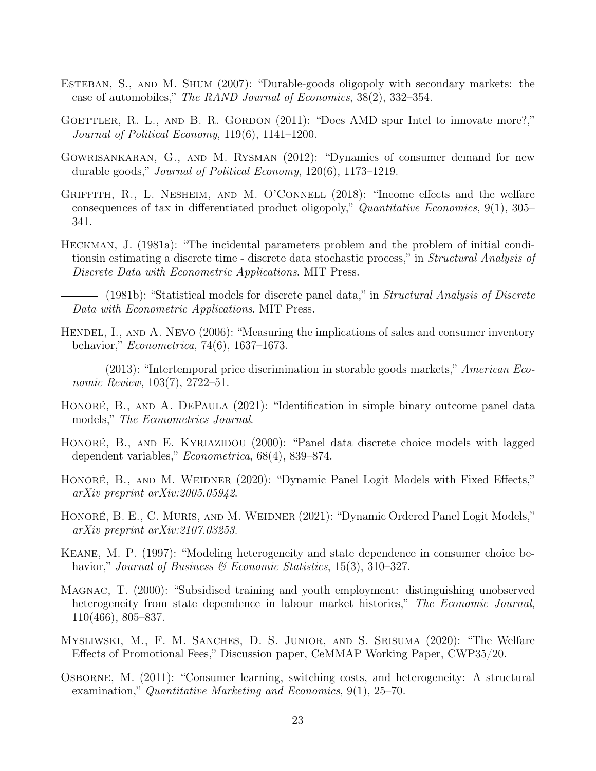Esteban, S., and M. Shum (2007): "Durable-goods oligopoly with secondary markets: the case of automobiles," *The RAND Journal of Economics*, 38(2), 332–354.

Goettler, R. L., and B. R. Gordon (2011): "Does AMD spur Intel to innovate more?," *Journal of Political Economy*, 119(6), 1141–1200.

Gowrisankaran, G., and M. Rysman (2012): "Dynamics of consumer demand for new durable goods," *Journal of Political Economy*, 120(6), 1173–1219.

Griffith, R., L. Nesheim, and M. O'Connell (2018): "Income effects and the welfare consequences of tax in differentiated product oligopoly," *Quantitative Economics*, 9(1), 305–341.

Heckman, J. (1981a): "The incidental parameters problem and the problem of initial conditionsin estimating a discrete time - discrete data stochastic process," in *Structural Analysis of Discrete Data with Econometric Applications*. MIT Press.

——— (1981b): "Statistical models for discrete panel data," in *Structural Analysis of Discrete Data with Econometric Applications*. MIT Press.

Hendel, I., and A. Nevo (2006): "Measuring the implications of sales and consumer inventory behavior," *Econometrica*, 74(6), 1637–1673.

——— (2013): "Intertemporal price discrimination in storable goods markets," *American Economic Review*, 103(7), 2722–51.

Honoré, B., and A. DePaula (2021): "Identification in simple binary outcome panel data models," *The Econometrics Journal*.

Honoré, B., and E. Kyriazidou (2000): "Panel data discrete choice models with lagged dependent variables," *Econometrica*, 68(4), 839–874.

Honoré, B., and M. Weidner (2020): "Dynamic Panel Logit Models with Fixed Effects," *arXiv preprint arXiv:2005.05942*.

Honoré, B. E., C. Muris, and M. Weidner (2021): "Dynamic Ordered Panel Logit Models," *arXiv preprint arXiv:2107.03253*.

Keane, M. P. (1997): "Modeling heterogeneity and state dependence in consumer choice behavior," *Journal of Business & Economic Statistics*, 15(3), 310–327.

Magnac, T. (2000): "Subsidised training and youth employment: distinguishing unobserved heterogeneity from state dependence in labour market histories," *The Economic Journal*, 110(466), 805–837.

Mysliwski, M., F. M. Sanches, D. S. Junior, and S. Srisuma (2020): "The Welfare Effects of Promotional Fees," Discussion paper, CeMMAP Working Paper, CWP35/20.

Osborne, M. (2011): "Consumer learning, switching costs, and heterogeneity: A structural examination," *Quantitative Marketing and Economics*, 9(1), 25–70.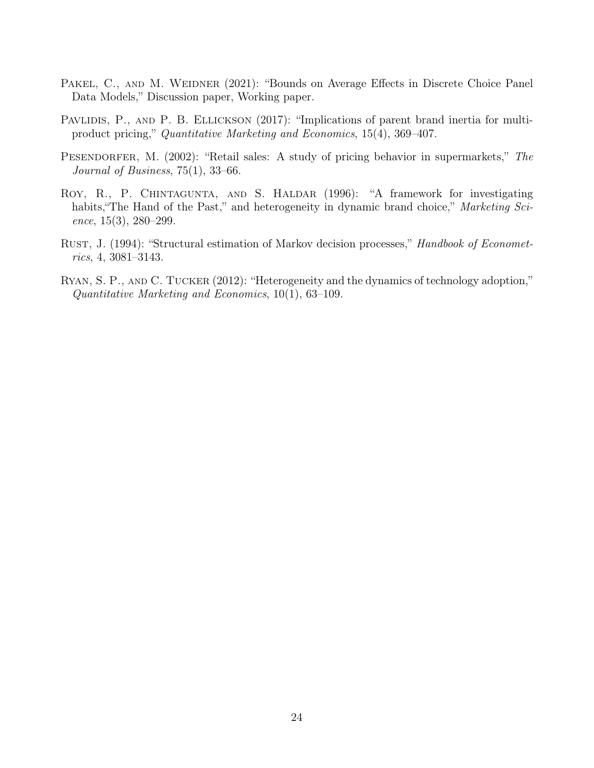Pakel, C., and M. Weidner (2021): "Bounds on Average Effects in Discrete Choice Panel Data Models," Discussion paper, Working paper.

Pavlidis, P., and P. B. Ellickson (2017): "Implications of parent brand inertia for multiproduct pricing," *Quantitative Marketing and Economics*, 15(4), 369–407.

Pesendorfer, M. (2002): "Retail sales: A study of pricing behavior in supermarkets," *The Journal of Business*, 75(1), 33–66.

Roy, R., P. Chintagunta, and S. Haldar (1996): "A framework for investigating habits,"The Hand of the Past," and heterogeneity in dynamic brand choice," *Marketing Science*, 15(3), 280–299.

Rust, J. (1994): "Structural estimation of Markov decision processes," *Handbook of Econometrics*, 4, 3081–3143.

Ryan, S. P., and C. Tucker (2012): "Heterogeneity and the dynamics of technology adoption," *Quantitative Marketing and Economics*, 10(1), 63–109.